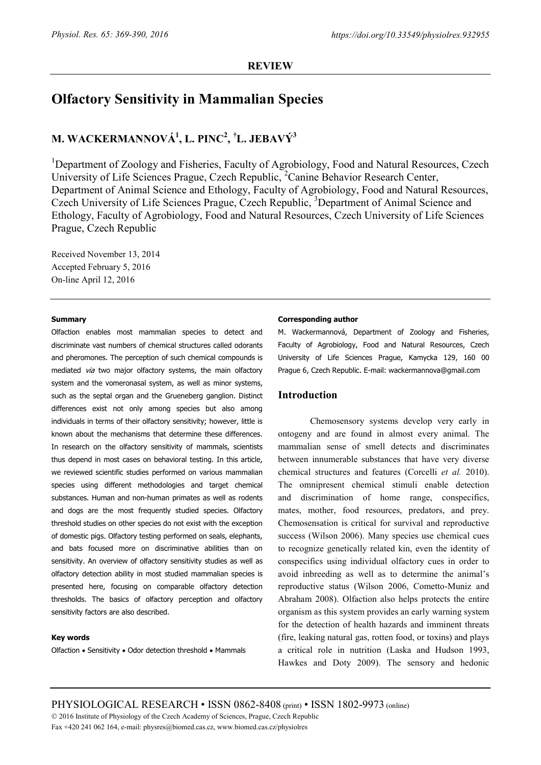**REVIEW**

# Olfactory Sensitivity in Mammalian Species

## M. WACKERMANNOVÁ[1], L. PINC[2], †L. JEBAVÝ[3]

[1]Department of Zoology and Fisheries, Faculty of Agrobiology, Food and Natural Resources, Czech University of Life Sciences Prague, Czech Republic, [2]Canine Behavior Research Center, Department of Animal Science and Ethology, Faculty of Agrobiology, Food and Natural Resources, Czech University of Life Sciences Prague, Czech Republic, [3]Department of Animal Science and Ethology, Faculty of Agrobiology, Food and Natural Resources, Czech University of Life Sciences Prague, Czech Republic

Received November 13, 2014
Accepted February 5, 2016
On-line April 12, 2016

### Summary

Olfaction enables most mammalian species to detect and discriminate vast numbers of chemical structures called odorants and pheromones. The perception of such chemical compounds is mediated *via* two major olfactory systems, the main olfactory system and the vomeronasal system, as well as minor systems, such as the septal organ and the Grueneberg ganglion. Distinct differences exist not only among species but also among individuals in terms of their olfactory sensitivity; however, little is known about the mechanisms that determine these differences. In research on the olfactory sensitivity of mammals, scientists thus depend in most cases on behavioral testing. In this article, we reviewed scientific studies performed on various mammalian species using different methodologies and target chemical substances. Human and non-human primates as well as rodents and dogs are the most frequently studied species. Olfactory threshold studies on other species do not exist with the exception of domestic pigs. Olfactory testing performed on seals, elephants, and bats focused more on discriminative abilities than on sensitivity. An overview of olfactory sensitivity studies as well as olfactory detection ability in most studied mammalian species is presented here, focusing on comparable olfactory detection thresholds. The basics of olfactory perception and olfactory sensitivity factors are also described.

### Key words

Olfaction • Sensitivity • Odor detection threshold • Mammals

### Corresponding author

M. Wackermannová, Department of Zoology and Fisheries, Faculty of Agrobiology, Food and Natural Resources, Czech University of Life Sciences Prague, Kamycka 129, 160 00 Prague 6, Czech Republic. E-mail: wackermannova@gmail.com

## Introduction

Chemosensory systems develop very early in ontogeny and are found in almost every animal. The mammalian sense of smell detects and discriminates between innumerable substances that have very diverse chemical structures and features (Corcelli *et al.* 2010). The omnipresent chemical stimuli enable detection and discrimination of home range, conspecifics, mates, mother, food resources, predators, and prey. Chemosensation is critical for survival and reproductive success (Wilson 2006). Many species use chemical cues to recognize genetically related kin, even the identity of conspecifics using individual olfactory cues in order to avoid inbreeding as well as to determine the animal's reproductive status (Wilson 2006, Cometto-Muniz and Abraham 2008). Olfaction also helps protects the entire organism as this system provides an early warning system for the detection of health hazards and imminent threats (fire, leaking natural gas, rotten food, or toxins) and plays a critical role in nutrition (Laska and Hudson 1993, Hawkes and Doty 2009). The sensory and hedonic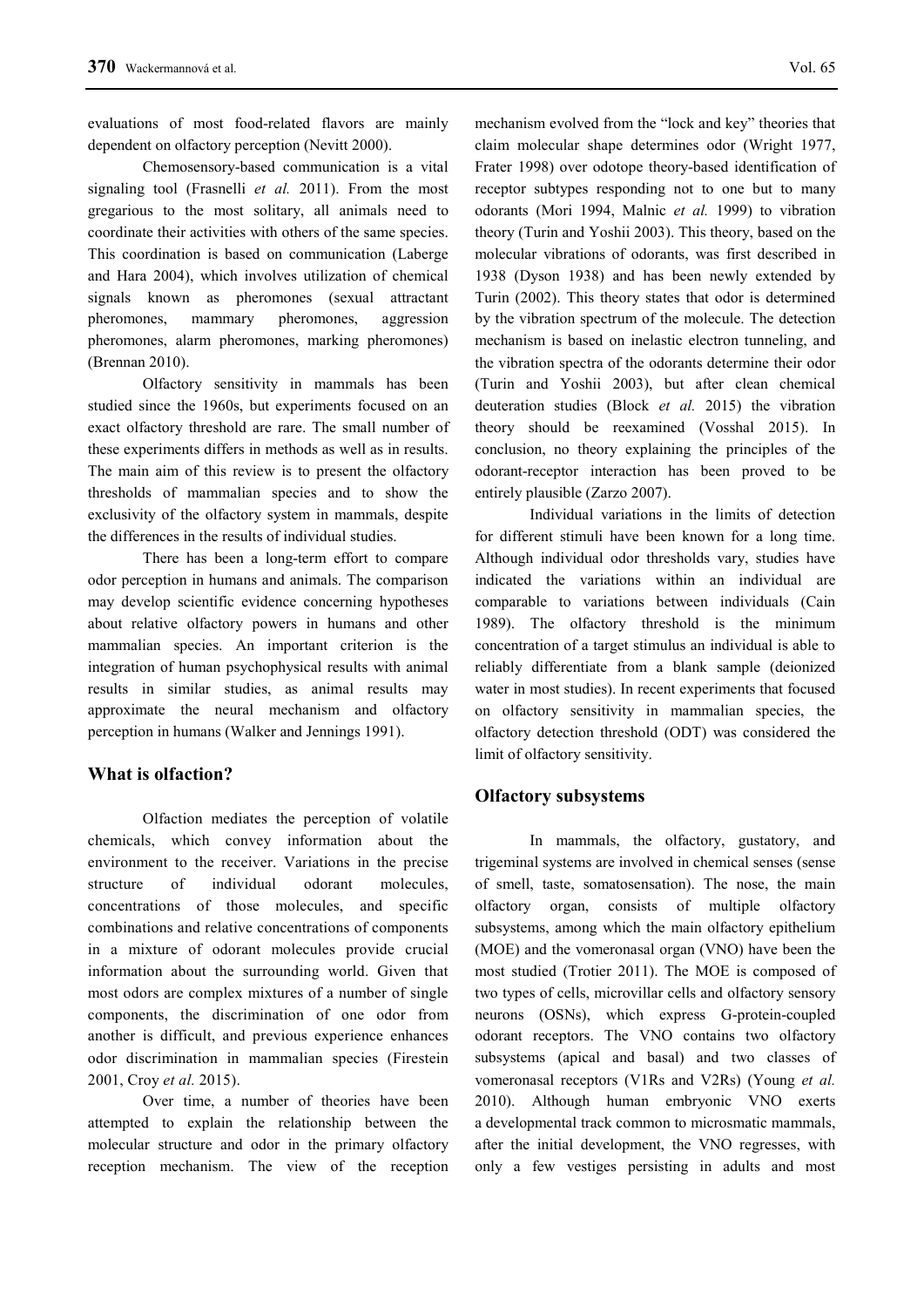evaluations of most food-related flavors are mainly dependent on olfactory perception (Nevitt 2000).

Chemosensory-based communication is a vital signaling tool (Frasnelli *et al.* 2011). From the most gregarious to the most solitary, all animals need to coordinate their activities with others of the same species. This coordination is based on communication (Laberge and Hara 2004), which involves utilization of chemical signals known as pheromones (sexual attractant pheromones, mammary pheromones, aggression pheromones, alarm pheromones, marking pheromones) (Brennan 2010).

Olfactory sensitivity in mammals has been studied since the 1960s, but experiments focused on an exact olfactory threshold are rare. The small number of these experiments differs in methods as well as in results. The main aim of this review is to present the olfactory thresholds of mammalian species and to show the exclusivity of the olfactory system in mammals, despite the differences in the results of individual studies.

There has been a long-term effort to compare odor perception in humans and animals. The comparison may develop scientific evidence concerning hypotheses about relative olfactory powers in humans and other mammalian species. An important criterion is the integration of human psychophysical results with animal results in similar studies, as animal results may approximate the neural mechanism and olfactory perception in humans (Walker and Jennings 1991).

## What is olfaction?

Olfaction mediates the perception of volatile chemicals, which convey information about the environment to the receiver. Variations in the precise structure of individual odorant molecules, concentrations of those molecules, and specific combinations and relative concentrations of components in a mixture of odorant molecules provide crucial information about the surrounding world. Given that most odors are complex mixtures of a number of single components, the discrimination of one odor from another is difficult, and previous experience enhances odor discrimination in mammalian species (Firestein 2001, Croy *et al.* 2015).

Over time, a number of theories have been attempted to explain the relationship between the molecular structure and odor in the primary olfactory reception mechanism. The view of the reception mechanism evolved from the "lock and key" theories that claim molecular shape determines odor (Wright 1977, Frater 1998) over odotope theory-based identification of receptor subtypes responding not to one but to many odorants (Mori 1994, Malnic *et al.* 1999) to vibration theory (Turin and Yoshii 2003). This theory, based on the molecular vibrations of odorants, was first described in 1938 (Dyson 1938) and has been newly extended by Turin (2002). This theory states that odor is determined by the vibration spectrum of the molecule. The detection mechanism is based on inelastic electron tunneling, and the vibration spectra of the odorants determine their odor (Turin and Yoshii 2003), but after clean chemical deuteration studies (Block *et al.* 2015) the vibration theory should be reexamined (Vosshal 2015). In conclusion, no theory explaining the principles of the odorant-receptor interaction has been proved to be entirely plausible (Zarzo 2007).

Individual variations in the limits of detection for different stimuli have been known for a long time. Although individual odor thresholds vary, studies have indicated the variations within an individual are comparable to variations between individuals (Cain 1989). The olfactory threshold is the minimum concentration of a target stimulus an individual is able to reliably differentiate from a blank sample (deionized water in most studies). In recent experiments that focused on olfactory sensitivity in mammalian species, the olfactory detection threshold (ODT) was considered the limit of olfactory sensitivity.

## Olfactory subsystems

In mammals, the olfactory, gustatory, and trigeminal systems are involved in chemical senses (sense of smell, taste, somatosensation). The nose, the main olfactory organ, consists of multiple olfactory subsystems, among which the main olfactory epithelium (MOE) and the vomeronasal organ (VNO) have been the most studied (Trotier 2011). The MOE is composed of two types of cells, microvillar cells and olfactory sensory neurons (OSNs), which express G-protein-coupled odorant receptors. The VNO contains two olfactory subsystems (apical and basal) and two classes of vomeronasal receptors (V1Rs and V2Rs) (Young *et al.* 2010). Although human embryonic VNO exerts a developmental track common to microsmatic mammals, after the initial development, the VNO regresses, with only a few vestiges persisting in adults and most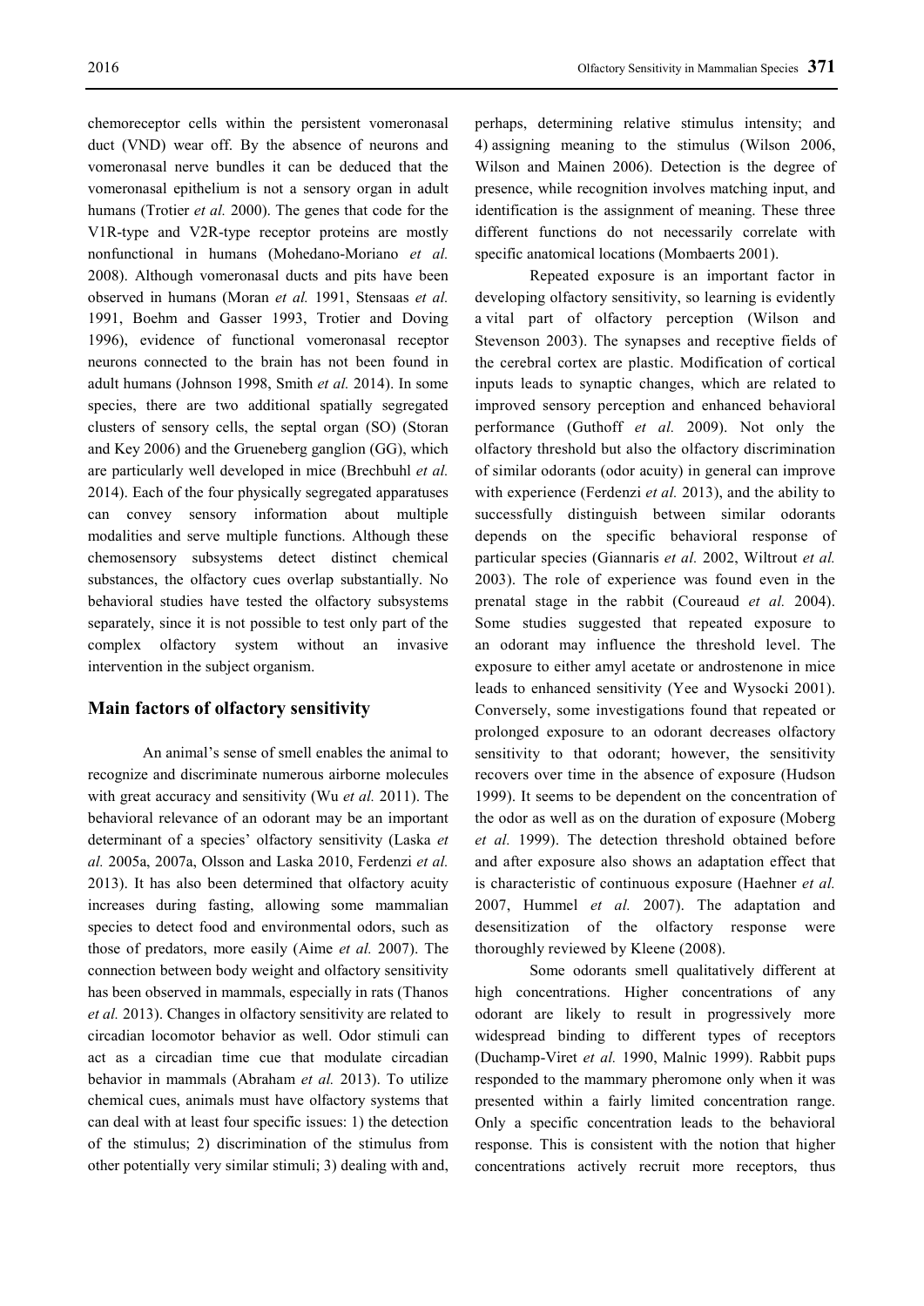chemoreceptor cells within the persistent vomeronasal duct (VND) wear off. By the absence of neurons and vomeronasal nerve bundles it can be deduced that the vomeronasal epithelium is not a sensory organ in adult humans (Trotier *et al.* 2000). The genes that code for the V1R-type and V2R-type receptor proteins are mostly nonfunctional in humans (Mohedano-Moriano *et al.* 2008). Although vomeronasal ducts and pits have been observed in humans (Moran *et al.* 1991, Stensaas *et al.* 1991, Boehm and Gasser 1993, Trotier and Doving 1996), evidence of functional vomeronasal receptor neurons connected to the brain has not been found in adult humans (Johnson 1998, Smith *et al.* 2014). In some species, there are two additional spatially segregated clusters of sensory cells, the septal organ (SO) (Storan and Key 2006) and the Grueneberg ganglion (GG), which are particularly well developed in mice (Brechbuhl *et al.* 2014). Each of the four physically segregated apparatuses can convey sensory information about multiple modalities and serve multiple functions. Although these chemosensory subsystems detect distinct chemical substances, the olfactory cues overlap substantially. No behavioral studies have tested the olfactory subsystems separately, since it is not possible to test only part of the complex olfactory system without an invasive intervention in the subject organism.

## Main factors of olfactory sensitivity

An animal's sense of smell enables the animal to recognize and discriminate numerous airborne molecules with great accuracy and sensitivity (Wu *et al.* 2011). The behavioral relevance of an odorant may be an important determinant of a species' olfactory sensitivity (Laska *et al.* 2005a, 2007a, Olsson and Laska 2010, Ferdenzi *et al.* 2013). It has also been determined that olfactory acuity increases during fasting, allowing some mammalian species to detect food and environmental odors, such as those of predators, more easily (Aime *et al.* 2007). The connection between body weight and olfactory sensitivity has been observed in mammals, especially in rats (Thanos *et al.* 2013). Changes in olfactory sensitivity are related to circadian locomotor behavior as well. Odor stimuli can act as a circadian time cue that modulate circadian behavior in mammals (Abraham *et al.* 2013). To utilize chemical cues, animals must have olfactory systems that can deal with at least four specific issues: 1) the detection of the stimulus; 2) discrimination of the stimulus from other potentially very similar stimuli; 3) dealing with and, perhaps, determining relative stimulus intensity; and 4) assigning meaning to the stimulus (Wilson 2006, Wilson and Mainen 2006). Detection is the degree of presence, while recognition involves matching input, and identification is the assignment of meaning. These three different functions do not necessarily correlate with specific anatomical locations (Mombaerts 2001).

Repeated exposure is an important factor in developing olfactory sensitivity, so learning is evidently a vital part of olfactory perception (Wilson and Stevenson 2003). The synapses and receptive fields of the cerebral cortex are plastic. Modification of cortical inputs leads to synaptic changes, which are related to improved sensory perception and enhanced behavioral performance (Guthoff *et al.* 2009). Not only the olfactory threshold but also the olfactory discrimination of similar odorants (odor acuity) in general can improve with experience (Ferdenzi *et al.* 2013), and the ability to successfully distinguish between similar odorants depends on the specific behavioral response of particular species (Giannaris *et al.* 2002, Wiltrout *et al.* 2003). The role of experience was found even in the prenatal stage in the rabbit (Coureaud *et al.* 2004). Some studies suggested that repeated exposure to an odorant may influence the threshold level. The exposure to either amyl acetate or androstenone in mice leads to enhanced sensitivity (Yee and Wysocki 2001). Conversely, some investigations found that repeated or prolonged exposure to an odorant decreases olfactory sensitivity to that odorant; however, the sensitivity recovers over time in the absence of exposure (Hudson 1999). It seems to be dependent on the concentration of the odor as well as on the duration of exposure (Moberg *et al.* 1999). The detection threshold obtained before and after exposure also shows an adaptation effect that is characteristic of continuous exposure (Haehner *et al.* 2007, Hummel *et al.* 2007). The adaptation and desensitization of the olfactory response were thoroughly reviewed by Kleene (2008).

Some odorants smell qualitatively different at high concentrations. Higher concentrations of any odorant are likely to result in progressively more widespread binding to different types of receptors (Duchamp-Viret *et al.* 1990, Malnic 1999). Rabbit pups responded to the mammary pheromone only when it was presented within a fairly limited concentration range. Only a specific concentration leads to the behavioral response. This is consistent with the notion that higher concentrations actively recruit more receptors, thus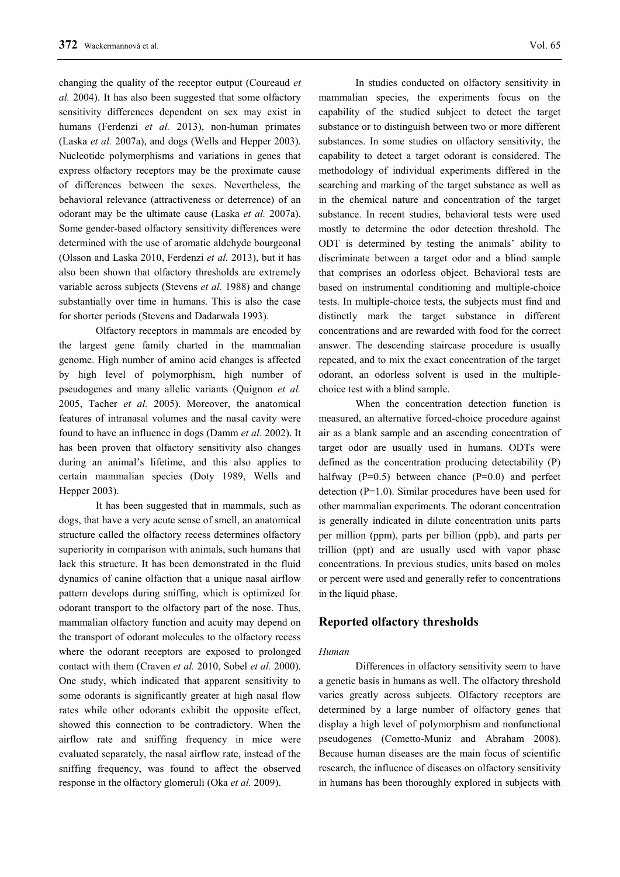changing the quality of the receptor output (Coureaud *et al.* 2004). It has also been suggested that some olfactory sensitivity differences dependent on sex may exist in humans (Ferdenzi *et al.* 2013), non-human primates (Laska *et al.* 2007a), and dogs (Wells and Hepper 2003). Nucleotide polymorphisms and variations in genes that express olfactory receptors may be the proximate cause of differences between the sexes. Nevertheless, the behavioral relevance (attractiveness or deterrence) of an odorant may be the ultimate cause (Laska *et al.* 2007a). Some gender-based olfactory sensitivity differences were determined with the use of aromatic aldehyde bourgeonal (Olsson and Laska 2010, Ferdenzi *et al.* 2013), but it has also been shown that olfactory thresholds are extremely variable across subjects (Stevens *et al.* 1988) and change substantially over time in humans. This is also the case for shorter periods (Stevens and Dadarwala 1993).

Olfactory receptors in mammals are encoded by the largest gene family charted in the mammalian genome. High number of amino acid changes is affected by high level of polymorphism, high number of pseudogenes and many allelic variants (Quignon *et al.* 2005, Tacher *et al.* 2005). Moreover, the anatomical features of intranasal volumes and the nasal cavity were found to have an influence in dogs (Damm *et al.* 2002). It has been proven that olfactory sensitivity also changes during an animal's lifetime, and this also applies to certain mammalian species (Doty 1989, Wells and Hepper 2003).

It has been suggested that in mammals, such as dogs, that have a very acute sense of smell, an anatomical structure called the olfactory recess determines olfactory superiority in comparison with animals, such humans that lack this structure. It has been demonstrated in the fluid dynamics of canine olfaction that a unique nasal airflow pattern develops during sniffing, which is optimized for odorant transport to the olfactory part of the nose. Thus, mammalian olfactory function and acuity may depend on the transport of odorant molecules to the olfactory recess where the odorant receptors are exposed to prolonged contact with them (Craven *et al.* 2010, Sobel *et al.* 2000). One study, which indicated that apparent sensitivity to some odorants is significantly greater at high nasal flow rates while other odorants exhibit the opposite effect, showed this connection to be contradictory. When the airflow rate and sniffing frequency in mice were evaluated separately, the nasal airflow rate, instead of the sniffing frequency, was found to affect the observed response in the olfactory glomeruli (Oka *et al.* 2009).

In studies conducted on olfactory sensitivity in mammalian species, the experiments focus on the capability of the studied subject to detect the target substance or to distinguish between two or more different substances. In some studies on olfactory sensitivity, the capability to detect a target odorant is considered. The methodology of individual experiments differed in the searching and marking of the target substance as well as in the chemical nature and concentration of the target substance. In recent studies, behavioral tests were used mostly to determine the odor detection threshold. The ODT is determined by testing the animals' ability to discriminate between a target odor and a blind sample that comprises an odorless object. Behavioral tests are based on instrumental conditioning and multiple-choice tests. In multiple-choice tests, the subjects must find and distinctly mark the target substance in different concentrations and are rewarded with food for the correct answer. The descending staircase procedure is usually repeated, and to mix the exact concentration of the target odorant, an odorless solvent is used in the multiple-choice test with a blind sample.

When the concentration detection function is measured, an alternative forced-choice procedure against air as a blank sample and an ascending concentration of target odor are usually used in humans. ODTs were defined as the concentration producing detectability (P) halfway (P=0.5) between chance (P=0.0) and perfect detection (P=1.0). Similar procedures have been used for other mammalian experiments. The odorant concentration is generally indicated in dilute concentration units parts per million (ppm), parts per billion (ppb), and parts per trillion (ppt) and are usually used with vapor phase concentrations. In previous studies, units based on moles or percent were used and generally refer to concentrations in the liquid phase.

## Reported olfactory thresholds

### *Human*

Differences in olfactory sensitivity seem to have a genetic basis in humans as well. The olfactory threshold varies greatly across subjects. Olfactory receptors are determined by a large number of olfactory genes that display a high level of polymorphism and nonfunctional pseudogenes (Cometto-Muniz and Abraham 2008). Because human diseases are the main focus of scientific research, the influence of diseases on olfactory sensitivity in humans has been thoroughly explored in subjects with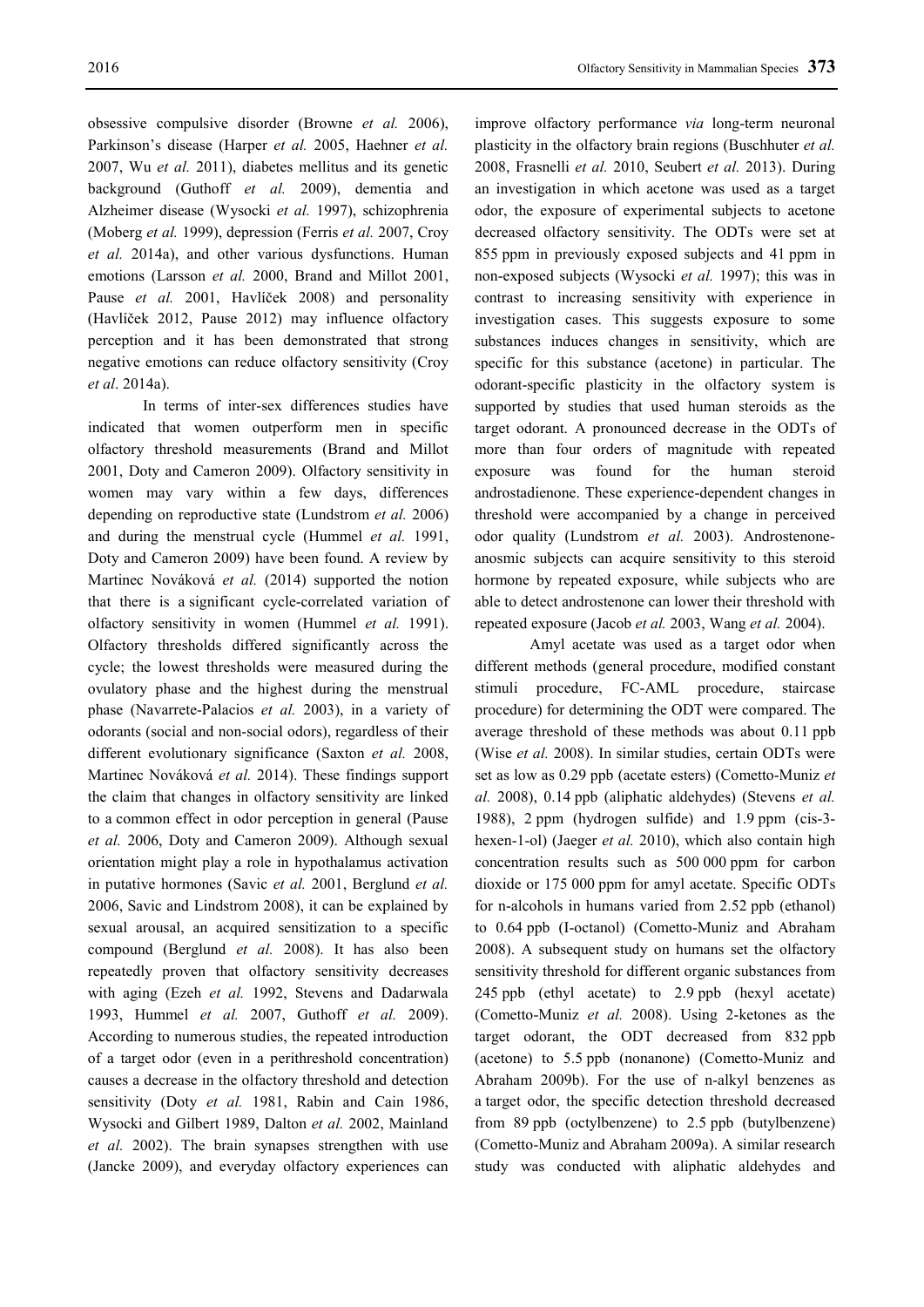obsessive compulsive disorder (Browne *et al.* 2006), Parkinson's disease (Harper *et al.* 2005, Haehner *et al.* 2007, Wu *et al.* 2011), diabetes mellitus and its genetic background (Guthoff *et al.* 2009), dementia and Alzheimer disease (Wysocki *et al.* 1997), schizophrenia (Moberg *et al.* 1999), depression (Ferris *et al.* 2007, Croy *et al.* 2014a), and other various dysfunctions. Human emotions (Larsson *et al.* 2000, Brand and Millot 2001, Pause *et al.* 2001, Havlíček 2008) and personality (Havlíček 2012, Pause 2012) may influence olfactory perception and it has been demonstrated that strong negative emotions can reduce olfactory sensitivity (Croy *et al*. 2014a).

In terms of inter-sex differences studies have indicated that women outperform men in specific olfactory threshold measurements (Brand and Millot 2001, Doty and Cameron 2009). Olfactory sensitivity in women may vary within a few days, differences depending on reproductive state (Lundstrom *et al.* 2006) and during the menstrual cycle (Hummel *et al.* 1991, Doty and Cameron 2009) have been found. A review by Martinec Nováková *et al.* (2014) supported the notion that there is a significant cycle-correlated variation of olfactory sensitivity in women (Hummel *et al.* 1991). Olfactory thresholds differed significantly across the cycle; the lowest thresholds were measured during the ovulatory phase and the highest during the menstrual phase (Navarrete-Palacios *et al.* 2003), in a variety of odorants (social and non-social odors), regardless of their different evolutionary significance (Saxton *et al.* 2008, Martinec Nováková *et al.* 2014). These findings support the claim that changes in olfactory sensitivity are linked to a common effect in odor perception in general (Pause *et al.* 2006, Doty and Cameron 2009). Although sexual orientation might play a role in hypothalamus activation in putative hormones (Savic *et al.* 2001, Berglund *et al.* 2006, Savic and Lindstrom 2008), it can be explained by sexual arousal, an acquired sensitization to a specific compound (Berglund *et al.* 2008). It has also been repeatedly proven that olfactory sensitivity decreases with aging (Ezeh *et al.* 1992, Stevens and Dadarwala 1993, Hummel *et al.* 2007, Guthoff *et al.* 2009). According to numerous studies, the repeated introduction of a target odor (even in a perithreshold concentration) causes a decrease in the olfactory threshold and detection sensitivity (Doty *et al.* 1981, Rabin and Cain 1986, Wysocki and Gilbert 1989, Dalton *et al.* 2002, Mainland *et al.* 2002). The brain synapses strengthen with use (Jancke 2009), and everyday olfactory experiences can improve olfactory performance *via* long-term neuronal plasticity in the olfactory brain regions (Buschhuter *et al.* 2008, Frasnelli *et al.* 2010, Seubert *et al.* 2013). During an investigation in which acetone was used as a target odor, the exposure of experimental subjects to acetone decreased olfactory sensitivity. The ODTs were set at 855 ppm in previously exposed subjects and 41 ppm in non-exposed subjects (Wysocki *et al.* 1997); this was in contrast to increasing sensitivity with experience in investigation cases. This suggests exposure to some substances induces changes in sensitivity, which are specific for this substance (acetone) in particular. The odorant-specific plasticity in the olfactory system is supported by studies that used human steroids as the target odorant. A pronounced decrease in the ODTs of more than four orders of magnitude with repeated exposure was found for the human steroid androstadienone. These experience-dependent changes in threshold were accompanied by a change in perceived odor quality (Lundstrom *et al.* 2003). Androstenone-anosmic subjects can acquire sensitivity to this steroid hormone by repeated exposure, while subjects who are able to detect androstenone can lower their threshold with repeated exposure (Jacob *et al.* 2003, Wang *et al.* 2004).

Amyl acetate was used as a target odor when different methods (general procedure, modified constant stimuli procedure, FC-AML procedure, staircase procedure) for determining the ODT were compared. The average threshold of these methods was about 0.11 ppb (Wise *et al.* 2008). In similar studies, certain ODTs were set as low as 0.29 ppb (acetate esters) (Cometto-Muniz *et al.* 2008), 0.14 ppb (aliphatic aldehydes) (Stevens *et al.* 1988), 2 ppm (hydrogen sulfide) and 1.9 ppm (cis-3-hexen-1-ol) (Jaeger *et al.* 2010), which also contain high concentration results such as 500 000 ppm for carbon dioxide or 175 000 ppm for amyl acetate. Specific ODTs for n-alcohols in humans varied from 2.52 ppb (ethanol) to 0.64 ppb (I-octanol) (Cometto-Muniz and Abraham 2008). A subsequent study on humans set the olfactory sensitivity threshold for different organic substances from 245 ppb (ethyl acetate) to 2.9 ppb (hexyl acetate) (Cometto-Muniz *et al.* 2008). Using 2-ketones as the target odorant, the ODT decreased from 832 ppb (acetone) to 5.5 ppb (nonanone) (Cometto-Muniz and Abraham 2009b). For the use of n-alkyl benzenes as a target odor, the specific detection threshold decreased from 89 ppb (octylbenzene) to 2.5 ppb (butylbenzene) (Cometto-Muniz and Abraham 2009a). A similar research study was conducted with aliphatic aldehydes and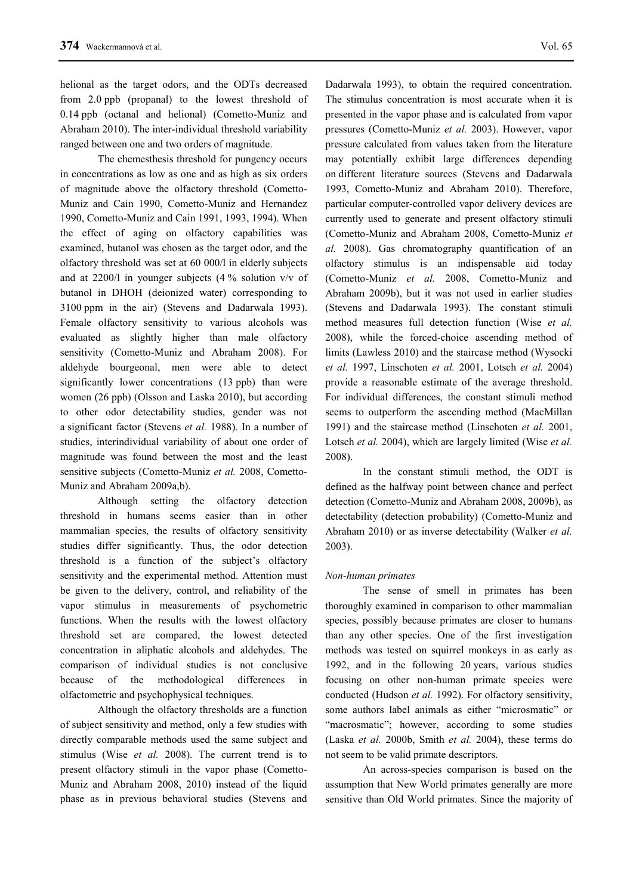helional as the target odors, and the ODTs decreased from 2.0 ppb (propanal) to the lowest threshold of 0.14 ppb (octanal and helional) (Cometto-Muniz and Abraham 2010). The inter-individual threshold variability ranged between one and two orders of magnitude.

The chemesthesis threshold for pungency occurs in concentrations as low as one and as high as six orders of magnitude above the olfactory threshold (Cometto-Muniz and Cain 1990, Cometto-Muniz and Hernandez 1990, Cometto-Muniz and Cain 1991, 1993, 1994). When the effect of aging on olfactory capabilities was examined, butanol was chosen as the target odor, and the olfactory threshold was set at 60 000/l in elderly subjects and at 2200/l in younger subjects (4 % solution v/v of butanol in DHOH (deionized water) corresponding to 3100 ppm in the air) (Stevens and Dadarwala 1993). Female olfactory sensitivity to various alcohols was evaluated as slightly higher than male olfactory sensitivity (Cometto-Muniz and Abraham 2008). For aldehyde bourgeonal, men were able to detect significantly lower concentrations (13 ppb) than were women (26 ppb) (Olsson and Laska 2010), but according to other odor detectability studies, gender was not a significant factor (Stevens *et al.* 1988). In a number of studies, interindividual variability of about one order of magnitude was found between the most and the least sensitive subjects (Cometto-Muniz *et al.* 2008, Cometto-Muniz and Abraham 2009a,b).

Although setting the olfactory detection threshold in humans seems easier than in other mammalian species, the results of olfactory sensitivity studies differ significantly. Thus, the odor detection threshold is a function of the subject's olfactory sensitivity and the experimental method. Attention must be given to the delivery, control, and reliability of the vapor stimulus in measurements of psychometric functions. When the results with the lowest olfactory threshold set are compared, the lowest detected concentration in aliphatic alcohols and aldehydes. The comparison of individual studies is not conclusive because of the methodological differences in olfactometric and psychophysical techniques.

Although the olfactory thresholds are a function of subject sensitivity and method, only a few studies with directly comparable methods used the same subject and stimulus (Wise *et al.* 2008). The current trend is to present olfactory stimuli in the vapor phase (Cometto-Muniz and Abraham 2008, 2010) instead of the liquid phase as in previous behavioral studies (Stevens and Dadarwala 1993), to obtain the required concentration. The stimulus concentration is most accurate when it is presented in the vapor phase and is calculated from vapor pressures (Cometto-Muniz *et al.* 2003). However, vapor pressure calculated from values taken from the literature may potentially exhibit large differences depending on different literature sources (Stevens and Dadarwala 1993, Cometto-Muniz and Abraham 2010). Therefore, particular computer-controlled vapor delivery devices are currently used to generate and present olfactory stimuli (Cometto-Muniz and Abraham 2008, Cometto-Muniz *et al.* 2008). Gas chromatography quantification of an olfactory stimulus is an indispensable aid today (Cometto-Muniz *et al.* 2008, Cometto-Muniz and Abraham 2009b), but it was not used in earlier studies (Stevens and Dadarwala 1993). The constant stimuli method measures full detection function (Wise *et al.* 2008), while the forced-choice ascending method of limits (Lawless 2010) and the staircase method (Wysocki *et al.* 1997, Linschoten *et al.* 2001, Lotsch *et al.* 2004) provide a reasonable estimate of the average threshold. For individual differences, the constant stimuli method seems to outperform the ascending method (MacMillan 1991) and the staircase method (Linschoten *et al.* 2001, Lotsch *et al.* 2004), which are largely limited (Wise *et al.* 2008).

In the constant stimuli method, the ODT is defined as the halfway point between chance and perfect detection (Cometto-Muniz and Abraham 2008, 2009b), as detectability (detection probability) (Cometto-Muniz and Abraham 2010) or as inverse detectability (Walker *et al.* 2003).

*Non-human primates*

The sense of smell in primates has been thoroughly examined in comparison to other mammalian species, possibly because primates are closer to humans than any other species. One of the first investigation methods was tested on squirrel monkeys in as early as 1992, and in the following 20 years, various studies focusing on other non-human primate species were conducted (Hudson *et al.* 1992). For olfactory sensitivity, some authors label animals as either "microsmatic" or "macrosmatic"; however, according to some studies (Laska *et al.* 2000b, Smith *et al.* 2004), these terms do not seem to be valid primate descriptors.

An across-species comparison is based on the assumption that New World primates generally are more sensitive than Old World primates. Since the majority of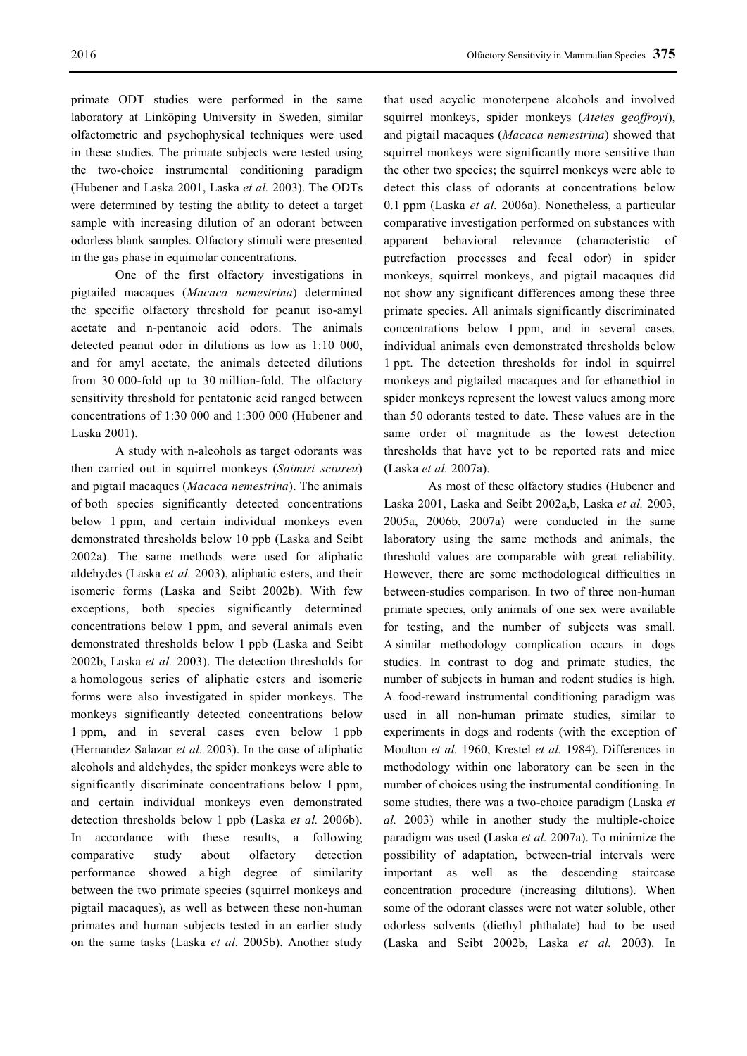primate ODT studies were performed in the same laboratory at Linköping University in Sweden, similar olfactometric and psychophysical techniques were used in these studies. The primate subjects were tested using the two-choice instrumental conditioning paradigm (Hubener and Laska 2001, Laska *et al.* 2003). The ODTs were determined by testing the ability to detect a target sample with increasing dilution of an odorant between odorless blank samples. Olfactory stimuli were presented in the gas phase in equimolar concentrations.

One of the first olfactory investigations in pigtailed macaques (*Macaca nemestrina*) determined the specific olfactory threshold for peanut iso-amyl acetate and n-pentanoic acid odors. The animals detected peanut odor in dilutions as low as 1:10 000, and for amyl acetate, the animals detected dilutions from 30 000-fold up to 30 million-fold. The olfactory sensitivity threshold for pentatonic acid ranged between concentrations of 1:30 000 and 1:300 000 (Hubener and Laska 2001).

A study with n-alcohols as target odorants was then carried out in squirrel monkeys (*Saimiri sciureu*) and pigtail macaques (*Macaca nemestrina*). The animals of both species significantly detected concentrations below 1 ppm, and certain individual monkeys even demonstrated thresholds below 10 ppb (Laska and Seibt 2002a). The same methods were used for aliphatic aldehydes (Laska *et al.* 2003), aliphatic esters, and their isomeric forms (Laska and Seibt 2002b). With few exceptions, both species significantly determined concentrations below 1 ppm, and several animals even demonstrated thresholds below 1 ppb (Laska and Seibt 2002b, Laska *et al.* 2003). The detection thresholds for a homologous series of aliphatic esters and isomeric forms were also investigated in spider monkeys. The monkeys significantly detected concentrations below 1 ppm, and in several cases even below 1 ppb (Hernandez Salazar *et al.* 2003). In the case of aliphatic alcohols and aldehydes, the spider monkeys were able to significantly discriminate concentrations below 1 ppm, and certain individual monkeys even demonstrated detection thresholds below 1 ppb (Laska *et al.* 2006b). In accordance with these results, a following comparative study about olfactory detection performance showed a high degree of similarity between the two primate species (squirrel monkeys and pigtail macaques), as well as between these non-human primates and human subjects tested in an earlier study on the same tasks (Laska *et al.* 2005b). Another study that used acyclic monoterpene alcohols and involved squirrel monkeys, spider monkeys (*Ateles geoffroyi*), and pigtail macaques (*Macaca nemestrina*) showed that squirrel monkeys were significantly more sensitive than the other two species; the squirrel monkeys were able to detect this class of odorants at concentrations below 0.1 ppm (Laska *et al.* 2006a). Nonetheless, a particular comparative investigation performed on substances with apparent behavioral relevance (characteristic of putrefaction processes and fecal odor) in spider monkeys, squirrel monkeys, and pigtail macaques did not show any significant differences among these three primate species. All animals significantly discriminated concentrations below 1 ppm, and in several cases, individual animals even demonstrated thresholds below 1 ppt. The detection thresholds for indol in squirrel monkeys and pigtailed macaques and for ethanethiol in spider monkeys represent the lowest values among more than 50 odorants tested to date. These values are in the same order of magnitude as the lowest detection thresholds that have yet to be reported rats and mice (Laska *et al.* 2007a).

As most of these olfactory studies (Hubener and Laska 2001, Laska and Seibt 2002a,b, Laska *et al.* 2003, 2005a, 2006b, 2007a) were conducted in the same laboratory using the same methods and animals, the threshold values are comparable with great reliability. However, there are some methodological difficulties in between-studies comparison. In two of three non-human primate species, only animals of one sex were available for testing, and the number of subjects was small. A similar methodology complication occurs in dogs studies. In contrast to dog and primate studies, the number of subjects in human and rodent studies is high. A food-reward instrumental conditioning paradigm was used in all non-human primate studies, similar to experiments in dogs and rodents (with the exception of Moulton *et al.* 1960, Krestel *et al.* 1984). Differences in methodology within one laboratory can be seen in the number of choices using the instrumental conditioning. In some studies, there was a two-choice paradigm (Laska *et al.* 2003) while in another study the multiple-choice paradigm was used (Laska *et al.* 2007a). To minimize the possibility of adaptation, between-trial intervals were important as well as the descending staircase concentration procedure (increasing dilutions). When some of the odorant classes were not water soluble, other odorless solvents (diethyl phthalate) had to be used (Laska and Seibt 2002b, Laska *et al.* 2003). In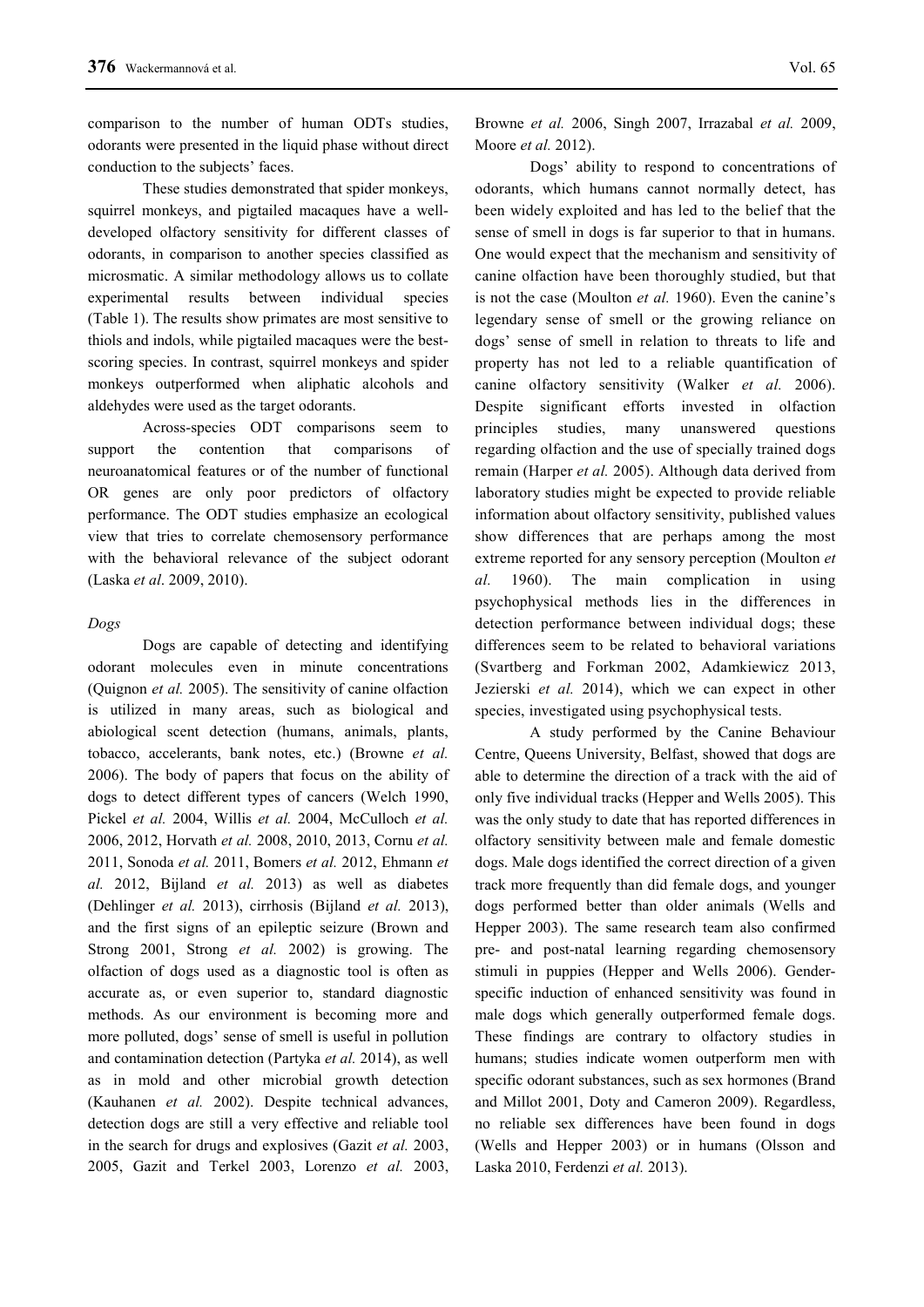comparison to the number of human ODTs studies, odorants were presented in the liquid phase without direct conduction to the subjects' faces.

These studies demonstrated that spider monkeys, squirrel monkeys, and pigtailed macaques have a well-developed olfactory sensitivity for different classes of odorants, in comparison to another species classified as microsmatic. A similar methodology allows us to collate experimental results between individual species (Table 1). The results show primates are most sensitive to thiols and indols, while pigtailed macaques were the best-scoring species. In contrast, squirrel monkeys and spider monkeys outperformed when aliphatic alcohols and aldehydes were used as the target odorants.

Across-species ODT comparisons seem to support the contention that comparisons of neuroanatomical features or of the number of functional OR genes are only poor predictors of olfactory performance. The ODT studies emphasize an ecological view that tries to correlate chemosensory performance with the behavioral relevance of the subject odorant (Laska *et al*. 2009, 2010).

*Dogs*

Dogs are capable of detecting and identifying odorant molecules even in minute concentrations (Quignon *et al.* 2005). The sensitivity of canine olfaction is utilized in many areas, such as biological and abiological scent detection (humans, animals, plants, tobacco, accelerants, bank notes, etc.) (Browne *et al.* 2006). The body of papers that focus on the ability of dogs to detect different types of cancers (Welch 1990, Pickel *et al.* 2004, Willis *et al.* 2004, McCulloch *et al.* 2006, 2012, Horvath *et al.* 2008, 2010, 2013, Cornu *et al.* 2011, Sonoda *et al.* 2011, Bomers *et al.* 2012, Ehmann *et al.* 2012, Bijland *et al.* 2013) as well as diabetes (Dehlinger *et al.* 2013), cirrhosis (Bijland *et al.* 2013), and the first signs of an epileptic seizure (Brown and Strong 2001, Strong *et al.* 2002) is growing. The olfaction of dogs used as a diagnostic tool is often as accurate as, or even superior to, standard diagnostic methods. As our environment is becoming more and more polluted, dogs' sense of smell is useful in pollution and contamination detection (Partyka *et al.* 2014), as well as in mold and other microbial growth detection (Kauhanen *et al.* 2002). Despite technical advances, detection dogs are still a very effective and reliable tool in the search for drugs and explosives (Gazit *et al.* 2003, 2005, Gazit and Terkel 2003, Lorenzo *et al.* 2003, Browne *et al.* 2006, Singh 2007, Irrazabal *et al.* 2009, Moore *et al.* 2012).

Dogs' ability to respond to concentrations of odorants, which humans cannot normally detect, has been widely exploited and has led to the belief that the sense of smell in dogs is far superior to that in humans. One would expect that the mechanism and sensitivity of canine olfaction have been thoroughly studied, but that is not the case (Moulton *et al.* 1960). Even the canine's legendary sense of smell or the growing reliance on dogs' sense of smell in relation to threats to life and property has not led to a reliable quantification of canine olfactory sensitivity (Walker *et al.* 2006). Despite significant efforts invested in olfaction principles studies, many unanswered questions regarding olfaction and the use of specially trained dogs remain (Harper *et al.* 2005). Although data derived from laboratory studies might be expected to provide reliable information about olfactory sensitivity, published values show differences that are perhaps among the most extreme reported for any sensory perception (Moulton *et al.* 1960). The main complication in using psychophysical methods lies in the differences in detection performance between individual dogs; these differences seem to be related to behavioral variations (Svartberg and Forkman 2002, Adamkiewicz 2013, Jezierski *et al.* 2014), which we can expect in other species, investigated using psychophysical tests.

A study performed by the Canine Behaviour Centre, Queens University, Belfast, showed that dogs are able to determine the direction of a track with the aid of only five individual tracks (Hepper and Wells 2005). This was the only study to date that has reported differences in olfactory sensitivity between male and female domestic dogs. Male dogs identified the correct direction of a given track more frequently than did female dogs, and younger dogs performed better than older animals (Wells and Hepper 2003). The same research team also confirmed pre- and post-natal learning regarding chemosensory stimuli in puppies (Hepper and Wells 2006). Gender-specific induction of enhanced sensitivity was found in male dogs which generally outperformed female dogs. These findings are contrary to olfactory studies in humans; studies indicate women outperform men with specific odorant substances, such as sex hormones (Brand and Millot 2001, Doty and Cameron 2009). Regardless, no reliable sex differences have been found in dogs (Wells and Hepper 2003) or in humans (Olsson and Laska 2010, Ferdenzi *et al.* 2013).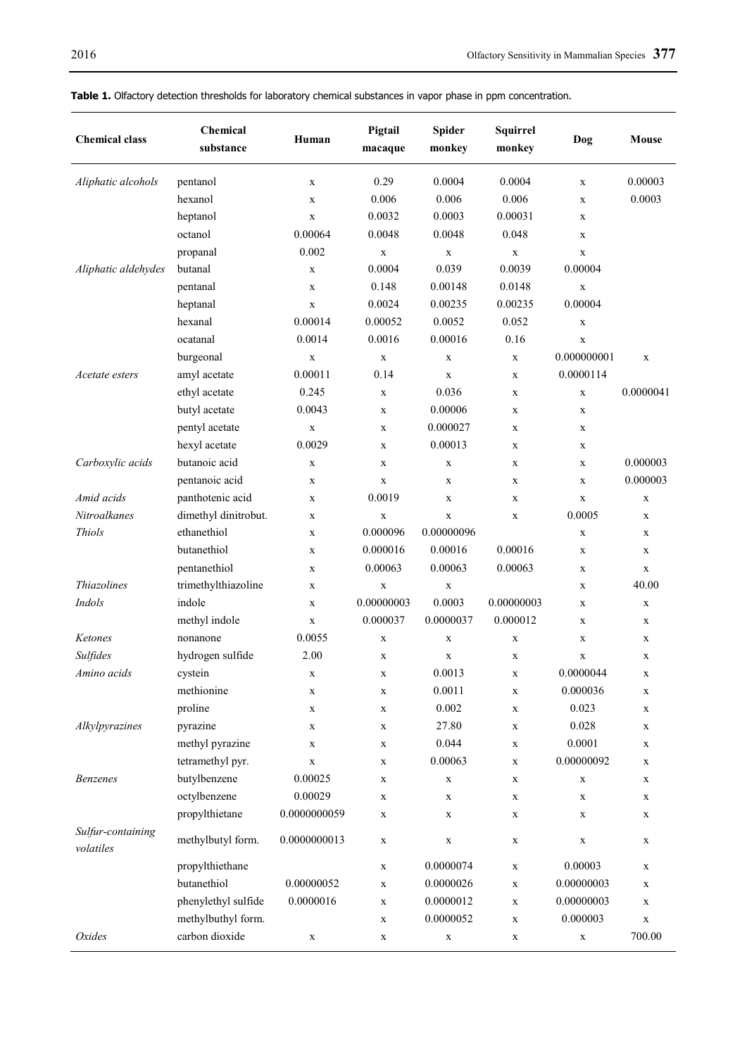**Table 1.** Olfactory detection thresholds for laboratory chemical substances in vapor phase in ppm concentration.

| Chemical class | Chemical substance | Human | Pigtail macaque | Spider monkey | Squirrel monkey | Dog | Mouse |
|---|---|---|---|---|---|---|---|
| *Aliphatic alcohols* | pentanol | x | 0.29 | 0.0004 | 0.0004 | x | 0.00003 |
| | hexanol | x | 0.006 | 0.006 | 0.006 | x | 0.0003 |
| | heptanol | x | 0.0032 | 0.0003 | 0.00031 | x | |
| | octanol | 0.00064 | 0.0048 | 0.0048 | 0.048 | x | |
| | propanal | 0.002 | x | x | x | x | |
| *Aliphatic aldehydes* | butanal | x | 0.0004 | 0.039 | 0.0039 | 0.00004 | |
| | pentanal | x | 0.148 | 0.00148 | 0.0148 | x | |
| | heptanal | x | 0.0024 | 0.00235 | 0.00235 | 0.00004 | |
| | hexanal | 0.00014 | 0.00052 | 0.0052 | 0.052 | x | |
| | ocatanal | 0.0014 | 0.0016 | 0.00016 | 0.16 | x | |
| | burgeonal | x | x | x | x | 0.000000001 | x |
| *Acetate esters* | amyl acetate | 0.00011 | 0.14 | x | x | 0.0000114 | |
| | ethyl acetate | 0.245 | x | 0.036 | x | x | 0.0000041 |
| | butyl acetate | 0.0043 | x | 0.00006 | x | x | |
| | pentyl acetate | x | x | 0.000027 | x | x | |
| | hexyl acetate | 0.0029 | x | 0.00013 | x | x | |
| *Carboxylic acids* | butanoic acid | x | x | x | x | x | 0.000003 |
| | pentanoic acid | x | x | x | x | x | 0.000003 |
| *Amid acids* | panthotenic acid | x | 0.0019 | x | x | x | x |
| *Nitroalkanes* | dimethyl dinitrobut. | x | x | x | x | 0.0005 | x |
| *Thiols* | ethanethiol | x | 0.000096 | 0.00000096 | | x | x |
| | butanethiol | x | 0.000016 | 0.00016 | 0.00016 | x | x |
| | pentanethiol | x | 0.00063 | 0.00063 | 0.00063 | x | x |
| *Thiazolines* | trimethylthiazoline | x | x | x | | x | 40.00 |
| *Indols* | indole | x | 0.00000003 | 0.0003 | 0.00000003 | x | x |
| | methyl indole | x | 0.000037 | 0.0000037 | 0.000012 | x | x |
| *Ketones* | nonanone | 0.0055 | x | x | x | x | x |
| *Sulfides* | hydrogen sulfide | 2.00 | x | x | x | x | x |
| *Amino acids* | cystein | x | x | 0.0013 | x | 0.0000044 | x |
| | methionine | x | x | 0.0011 | x | 0.000036 | x |
| | proline | x | x | 0.002 | x | 0.023 | x |
| *Alkylpyrazines* | pyrazine | x | x | 27.80 | x | 0.028 | x |
| | methyl pyrazine | x | x | 0.044 | x | 0.0001 | x |
| | tetramethyl pyr. | x | x | 0.00063 | x | 0.00000092 | x |
| *Benzenes* | butylbenzene | 0.00025 | x | x | x | x | x |
| | octylbenzene | 0.00029 | x | x | x | x | x |
| | propylthietane | 0.0000000059 | x | x | x | x | x |
| *Sulfur-containing volatiles* | methylbutyl form. | 0.0000000013 | x | x | x | x | x |
| | propylthiethane | | x | 0.0000074 | x | 0.00003 | x |
| | butanethiol | 0.00000052 | x | 0.0000026 | x | 0.00000003 | x |
| | phenylethyl sulfide | 0.0000016 | x | 0.0000012 | x | 0.00000003 | x |
| | methylbuthyl form. | | x | 0.0000052 | x | 0.000003 | x |
| *Oxides* | carbon dioxide | x | x | x | x | x | 700.00 |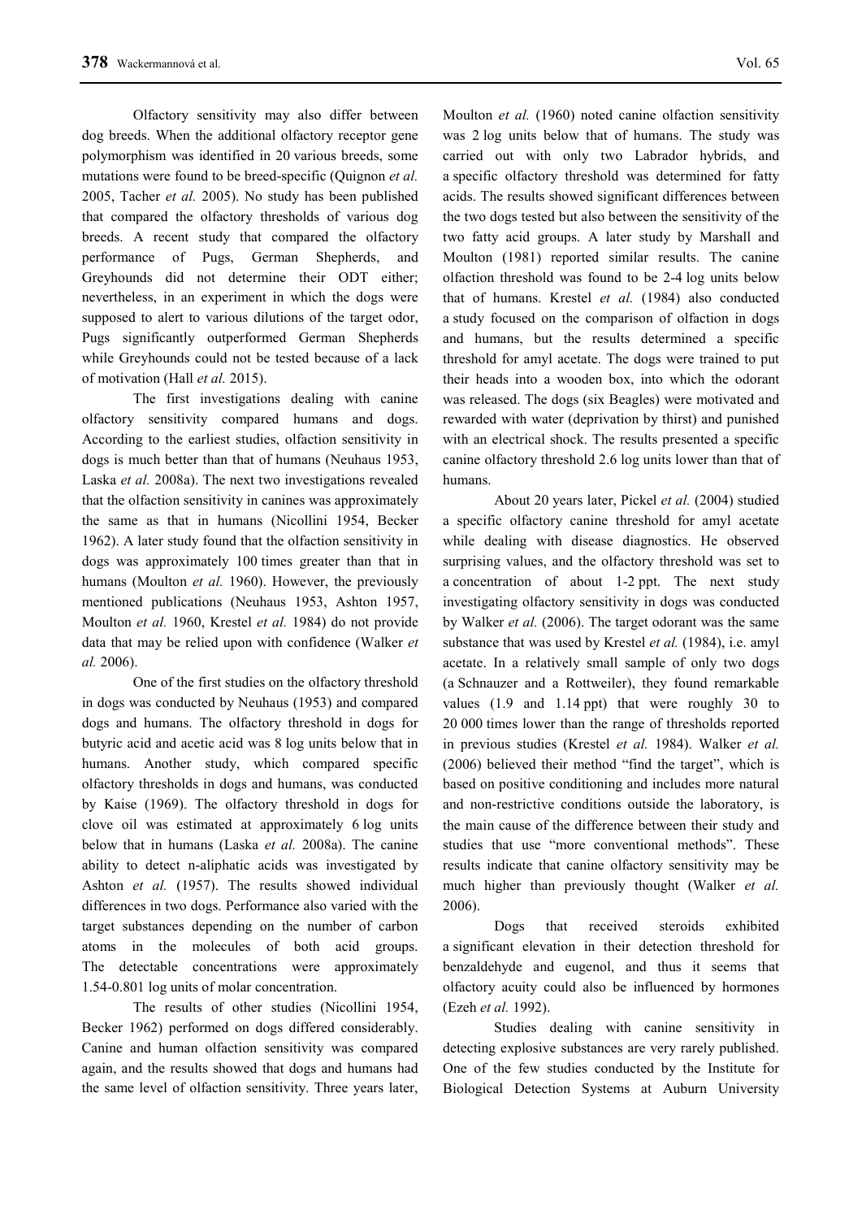Olfactory sensitivity may also differ between dog breeds. When the additional olfactory receptor gene polymorphism was identified in 20 various breeds, some mutations were found to be breed-specific (Quignon *et al.* 2005, Tacher *et al.* 2005). No study has been published that compared the olfactory thresholds of various dog breeds. A recent study that compared the olfactory performance of Pugs, German Shepherds, and Greyhounds did not determine their ODT either; nevertheless, in an experiment in which the dogs were supposed to alert to various dilutions of the target odor, Pugs significantly outperformed German Shepherds while Greyhounds could not be tested because of a lack of motivation (Hall *et al.* 2015).

The first investigations dealing with canine olfactory sensitivity compared humans and dogs. According to the earliest studies, olfaction sensitivity in dogs is much better than that of humans (Neuhaus 1953, Laska *et al.* 2008a). The next two investigations revealed that the olfaction sensitivity in canines was approximately the same as that in humans (Nicollini 1954, Becker 1962). A later study found that the olfaction sensitivity in dogs was approximately 100 times greater than that in humans (Moulton *et al.* 1960). However, the previously mentioned publications (Neuhaus 1953, Ashton 1957, Moulton *et al.* 1960, Krestel *et al.* 1984) do not provide data that may be relied upon with confidence (Walker *et al.* 2006).

One of the first studies on the olfactory threshold in dogs was conducted by Neuhaus (1953) and compared dogs and humans. The olfactory threshold in dogs for butyric acid and acetic acid was 8 log units below that in humans. Another study, which compared specific olfactory thresholds in dogs and humans, was conducted by Kaise (1969). The olfactory threshold in dogs for clove oil was estimated at approximately 6 log units below that in humans (Laska *et al.* 2008a). The canine ability to detect n-aliphatic acids was investigated by Ashton *et al.* (1957). The results showed individual differences in two dogs. Performance also varied with the target substances depending on the number of carbon atoms in the molecules of both acid groups. The detectable concentrations were approximately 1.54-0.801 log units of molar concentration.

The results of other studies (Nicollini 1954, Becker 1962) performed on dogs differed considerably. Canine and human olfaction sensitivity was compared again, and the results showed that dogs and humans had the same level of olfaction sensitivity. Three years later, Moulton *et al.* (1960) noted canine olfaction sensitivity was 2 log units below that of humans. The study was carried out with only two Labrador hybrids, and a specific olfactory threshold was determined for fatty acids. The results showed significant differences between the two dogs tested but also between the sensitivity of the two fatty acid groups. A later study by Marshall and Moulton (1981) reported similar results. The canine olfaction threshold was found to be 2-4 log units below that of humans. Krestel *et al.* (1984) also conducted a study focused on the comparison of olfaction in dogs and humans, but the results determined a specific threshold for amyl acetate. The dogs were trained to put their heads into a wooden box, into which the odorant was released. The dogs (six Beagles) were motivated and rewarded with water (deprivation by thirst) and punished with an electrical shock. The results presented a specific canine olfactory threshold 2.6 log units lower than that of humans.

About 20 years later, Pickel *et al.* (2004) studied a specific olfactory canine threshold for amyl acetate while dealing with disease diagnostics. He observed surprising values, and the olfactory threshold was set to a concentration of about 1-2 ppt. The next study investigating olfactory sensitivity in dogs was conducted by Walker *et al.* (2006). The target odorant was the same substance that was used by Krestel *et al.* (1984), i.e. amyl acetate. In a relatively small sample of only two dogs (a Schnauzer and a Rottweiler), they found remarkable values (1.9 and 1.14 ppt) that were roughly 30 to 20 000 times lower than the range of thresholds reported in previous studies (Krestel *et al.* 1984). Walker *et al.* (2006) believed their method "find the target", which is based on positive conditioning and includes more natural and non-restrictive conditions outside the laboratory, is the main cause of the difference between their study and studies that use "more conventional methods". These results indicate that canine olfactory sensitivity may be much higher than previously thought (Walker *et al.* 2006).

Dogs that received steroids exhibited a significant elevation in their detection threshold for benzaldehyde and eugenol, and thus it seems that olfactory acuity could also be influenced by hormones (Ezeh *et al.* 1992).

Studies dealing with canine sensitivity in detecting explosive substances are very rarely published. One of the few studies conducted by the Institute for Biological Detection Systems at Auburn University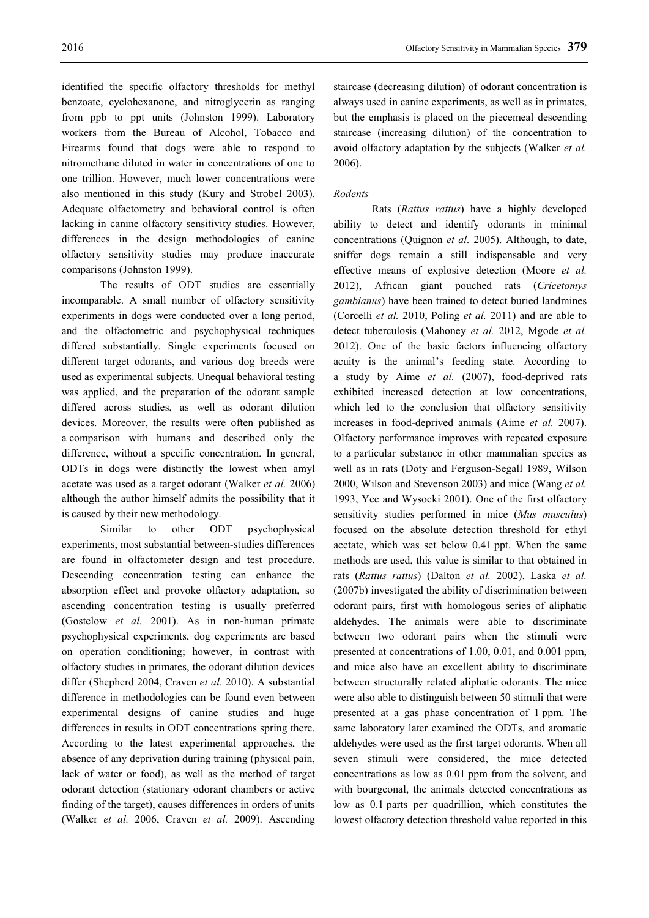identified the specific olfactory thresholds for methyl benzoate, cyclohexanone, and nitroglycerin as ranging from ppb to ppt units (Johnston 1999). Laboratory workers from the Bureau of Alcohol, Tobacco and Firearms found that dogs were able to respond to nitromethane diluted in water in concentrations of one to one trillion. However, much lower concentrations were also mentioned in this study (Kury and Strobel 2003). Adequate olfactometry and behavioral control is often lacking in canine olfactory sensitivity studies. However, differences in the design methodologies of canine olfactory sensitivity studies may produce inaccurate comparisons (Johnston 1999).

The results of ODT studies are essentially incomparable. A small number of olfactory sensitivity experiments in dogs were conducted over a long period, and the olfactometric and psychophysical techniques differed substantially. Single experiments focused on different target odorants, and various dog breeds were used as experimental subjects. Unequal behavioral testing was applied, and the preparation of the odorant sample differed across studies, as well as odorant dilution devices. Moreover, the results were often published as a comparison with humans and described only the difference, without a specific concentration. In general, ODTs in dogs were distinctly the lowest when amyl acetate was used as a target odorant (Walker *et al.* 2006) although the author himself admits the possibility that it is caused by their new methodology.

Similar to other ODT psychophysical experiments, most substantial between-studies differences are found in olfactometer design and test procedure. Descending concentration testing can enhance the absorption effect and provoke olfactory adaptation, so ascending concentration testing is usually preferred (Gostelow *et al.* 2001). As in non-human primate psychophysical experiments, dog experiments are based on operation conditioning; however, in contrast with olfactory studies in primates, the odorant dilution devices differ (Shepherd 2004, Craven *et al.* 2010). A substantial difference in methodologies can be found even between experimental designs of canine studies and huge differences in results in ODT concentrations spring there. According to the latest experimental approaches, the absence of any deprivation during training (physical pain, lack of water or food), as well as the method of target odorant detection (stationary odorant chambers or active finding of the target), causes differences in orders of units (Walker *et al.* 2006, Craven *et al.* 2009). Ascending staircase (decreasing dilution) of odorant concentration is always used in canine experiments, as well as in primates, but the emphasis is placed on the piecemeal descending staircase (increasing dilution) of the concentration to avoid olfactory adaptation by the subjects (Walker *et al.* 2006).

### *Rodents*

Rats (*Rattus rattus*) have a highly developed ability to detect and identify odorants in minimal concentrations (Quignon *et al.* 2005). Although, to date, sniffer dogs remain a still indispensable and very effective means of explosive detection (Moore *et al.* 2012), African giant pouched rats (*Cricetomys gambianus*) have been trained to detect buried landmines (Corcelli *et al.* 2010, Poling *et al.* 2011) and are able to detect tuberculosis (Mahoney *et al.* 2012, Mgode *et al.* 2012). One of the basic factors influencing olfactory acuity is the animal's feeding state. According to a study by Aime *et al.* (2007), food-deprived rats exhibited increased detection at low concentrations, which led to the conclusion that olfactory sensitivity increases in food-deprived animals (Aime *et al.* 2007). Olfactory performance improves with repeated exposure to a particular substance in other mammalian species as well as in rats (Doty and Ferguson-Segall 1989, Wilson 2000, Wilson and Stevenson 2003) and mice (Wang *et al.* 1993, Yee and Wysocki 2001). One of the first olfactory sensitivity studies performed in mice (*Mus musculus*) focused on the absolute detection threshold for ethyl acetate, which was set below 0.41 ppt. When the same methods are used, this value is similar to that obtained in rats (*Rattus rattus*) (Dalton *et al.* 2002). Laska *et al.* (2007b) investigated the ability of discrimination between odorant pairs, first with homologous series of aliphatic aldehydes. The animals were able to discriminate between two odorant pairs when the stimuli were presented at concentrations of 1.00, 0.01, and 0.001 ppm, and mice also have an excellent ability to discriminate between structurally related aliphatic odorants. The mice were also able to distinguish between 50 stimuli that were presented at a gas phase concentration of 1 ppm. The same laboratory later examined the ODTs, and aromatic aldehydes were used as the first target odorants. When all seven stimuli were considered, the mice detected concentrations as low as 0.01 ppm from the solvent, and with bourgeonal, the animals detected concentrations as low as 0.1 parts per quadrillion, which constitutes the lowest olfactory detection threshold value reported in this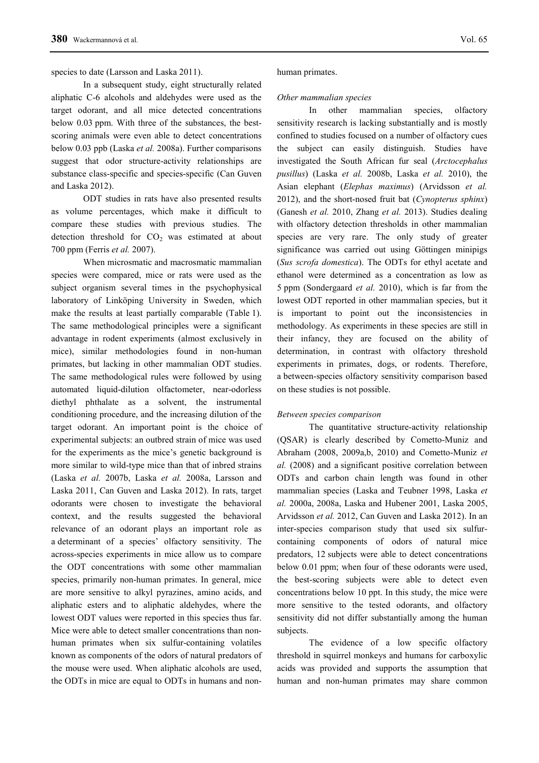species to date (Larsson and Laska 2011).

In a subsequent study, eight structurally related aliphatic C-6 alcohols and aldehydes were used as the target odorant, and all mice detected concentrations below 0.03 ppm. With three of the substances, the best-scoring animals were even able to detect concentrations below 0.03 ppb (Laska *et al.* 2008a). Further comparisons suggest that odor structure-activity relationships are substance class-specific and species-specific (Can Guven and Laska 2012).

ODT studies in rats have also presented results as volume percentages, which make it difficult to compare these studies with previous studies. The detection threshold for $CO_2$ was estimated at about 700 ppm (Ferris *et al.* 2007).

When microsmatic and macrosmatic mammalian species were compared, mice or rats were used as the subject organism several times in the psychophysical laboratory of Linköping University in Sweden, which make the results at least partially comparable (Table 1). The same methodological principles were a significant advantage in rodent experiments (almost exclusively in mice), similar methodologies found in non-human primates, but lacking in other mammalian ODT studies. The same methodological rules were followed by using automated liquid-dilution olfactometer, near-odorless diethyl phthalate as a solvent, the instrumental conditioning procedure, and the increasing dilution of the target odorant. An important point is the choice of experimental subjects: an outbred strain of mice was used for the experiments as the mice's genetic background is more similar to wild-type mice than that of inbred strains (Laska *et al.* 2007b, Laska *et al.* 2008a, Larsson and Laska 2011, Can Guven and Laska 2012). In rats, target odorants were chosen to investigate the behavioral context, and the results suggested the behavioral relevance of an odorant plays an important role as a determinant of a species' olfactory sensitivity. The across-species experiments in mice allow us to compare the ODT concentrations with some other mammalian species, primarily non-human primates. In general, mice are more sensitive to alkyl pyrazines, amino acids, and aliphatic esters and to aliphatic aldehydes, where the lowest ODT values were reported in this species thus far. Mice were able to detect smaller concentrations than non-human primates when six sulfur-containing volatiles known as components of the odors of natural predators of the mouse were used. When aliphatic alcohols are used, the ODTs in mice are equal to ODTs in humans and non-human primates.

### Other mammalian species

In other mammalian species, olfactory sensitivity research is lacking substantially and is mostly confined to studies focused on a number of olfactory cues the subject can easily distinguish. Studies have investigated the South African fur seal (*Arctocephalus pusillus*) (Laska *et al.* 2008b, Laska *et al.* 2010), the Asian elephant (*Elephas maximus*) (Arvidsson *et al.* 2012), and the short-nosed fruit bat (*Cynopterus sphinx*) (Ganesh *et al.* 2010, Zhang *et al.* 2013). Studies dealing with olfactory detection thresholds in other mammalian species are very rare. The only study of greater significance was carried out using Göttingen minipigs (*Sus scrofa domestica*). The ODTs for ethyl acetate and ethanol were determined as a concentration as low as 5 ppm (Sondergaard *et al.* 2010), which is far from the lowest ODT reported in other mammalian species, but it is important to point out the inconsistencies in methodology. As experiments in these species are still in their infancy, they are focused on the ability of determination, in contrast with olfactory threshold experiments in primates, dogs, or rodents. Therefore, a between-species olfactory sensitivity comparison based on these studies is not possible.

### Between species comparison

The quantitative structure-activity relationship (QSAR) is clearly described by Cometto-Muniz and Abraham (2008, 2009a,b, 2010) and Cometto-Muniz *et al.* (2008) and a significant positive correlation between ODTs and carbon chain length was found in other mammalian species (Laska and Teubner 1998, Laska *et al.* 2000a, 2008a, Laska and Hubener 2001, Laska 2005, Arvidsson *et al.* 2012, Can Guven and Laska 2012). In an inter-species comparison study that used six sulfur-containing components of odors of natural mice predators, 12 subjects were able to detect concentrations below 0.01 ppm; when four of these odorants were used, the best-scoring subjects were able to detect even concentrations below 10 ppt. In this study, the mice were more sensitive to the tested odorants, and olfactory sensitivity did not differ substantially among the human subjects.

The evidence of a low specific olfactory threshold in squirrel monkeys and humans for carboxylic acids was provided and supports the assumption that human and non-human primates may share common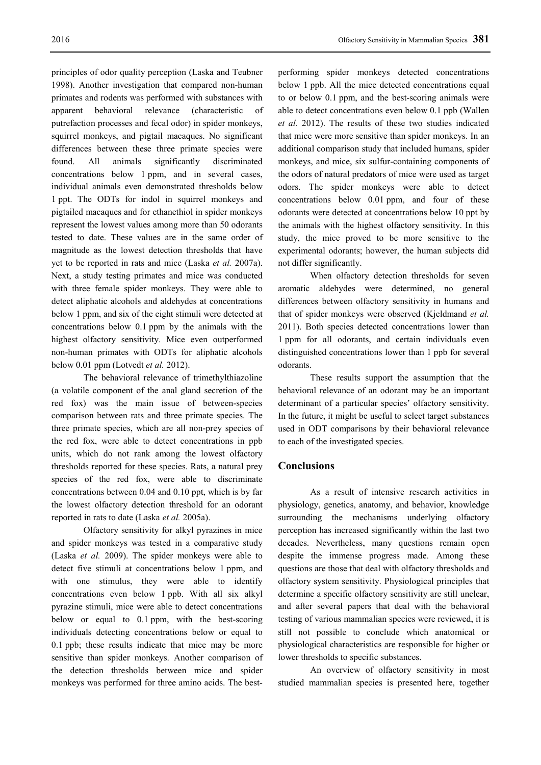principles of odor quality perception (Laska and Teubner 1998). Another investigation that compared non-human primates and rodents was performed with substances with apparent behavioral relevance (characteristic of putrefaction processes and fecal odor) in spider monkeys, squirrel monkeys, and pigtail macaques. No significant differences between these three primate species were found. All animals significantly discriminated concentrations below 1 ppm, and in several cases, individual animals even demonstrated thresholds below 1 ppt. The ODTs for indol in squirrel monkeys and pigtailed macaques and for ethanethiol in spider monkeys represent the lowest values among more than 50 odorants tested to date. These values are in the same order of magnitude as the lowest detection thresholds that have yet to be reported in rats and mice (Laska *et al.* 2007a). Next, a study testing primates and mice was conducted with three female spider monkeys. They were able to detect aliphatic alcohols and aldehydes at concentrations below 1 ppm, and six of the eight stimuli were detected at concentrations below 0.1 ppm by the animals with the highest olfactory sensitivity. Mice even outperformed non-human primates with ODTs for aliphatic alcohols below 0.01 ppm (Lotvedt *et al.* 2012).

The behavioral relevance of trimethylthiazoline (a volatile component of the anal gland secretion of the red fox) was the main issue of between-species comparison between rats and three primate species. The three primate species, which are all non-prey species of the red fox, were able to detect concentrations in ppb units, which do not rank among the lowest olfactory thresholds reported for these species. Rats, a natural prey species of the red fox, were able to discriminate concentrations between 0.04 and 0.10 ppt, which is by far the lowest olfactory detection threshold for an odorant reported in rats to date (Laska *et al.* 2005a).

Olfactory sensitivity for alkyl pyrazines in mice and spider monkeys was tested in a comparative study (Laska *et al.* 2009). The spider monkeys were able to detect five stimuli at concentrations below 1 ppm, and with one stimulus, they were able to identify concentrations even below 1 ppb. With all six alkyl pyrazine stimuli, mice were able to detect concentrations below or equal to 0.1 ppm, with the best-scoring individuals detecting concentrations below or equal to 0.1 ppb; these results indicate that mice may be more sensitive than spider monkeys. Another comparison of the detection thresholds between mice and spider monkeys was performed for three amino acids. The best-performing spider monkeys detected concentrations below 1 ppb. All the mice detected concentrations equal to or below 0.1 ppm, and the best-scoring animals were able to detect concentrations even below 0.1 ppb (Wallen *et al.* 2012). The results of these two studies indicated that mice were more sensitive than spider monkeys. In an additional comparison study that included humans, spider monkeys, and mice, six sulfur-containing components of the odors of natural predators of mice were used as target odors. The spider monkeys were able to detect concentrations below 0.01 ppm, and four of these odorants were detected at concentrations below 10 ppt by the animals with the highest olfactory sensitivity. In this study, the mice proved to be more sensitive to the experimental odorants; however, the human subjects did not differ significantly.

When olfactory detection thresholds for seven aromatic aldehydes were determined, no general differences between olfactory sensitivity in humans and that of spider monkeys were observed (Kjeldmand *et al.* 2011). Both species detected concentrations lower than 1 ppm for all odorants, and certain individuals even distinguished concentrations lower than 1 ppb for several odorants.

These results support the assumption that the behavioral relevance of an odorant may be an important determinant of a particular species' olfactory sensitivity. In the future, it might be useful to select target substances used in ODT comparisons by their behavioral relevance to each of the investigated species.

## Conclusions

As a result of intensive research activities in physiology, genetics, anatomy, and behavior, knowledge surrounding the mechanisms underlying olfactory perception has increased significantly within the last two decades. Nevertheless, many questions remain open despite the immense progress made. Among these questions are those that deal with olfactory thresholds and olfactory system sensitivity. Physiological principles that determine a specific olfactory sensitivity are still unclear, and after several papers that deal with the behavioral testing of various mammalian species were reviewed, it is still not possible to conclude which anatomical or physiological characteristics are responsible for higher or lower thresholds to specific substances.

An overview of olfactory sensitivity in most studied mammalian species is presented here, together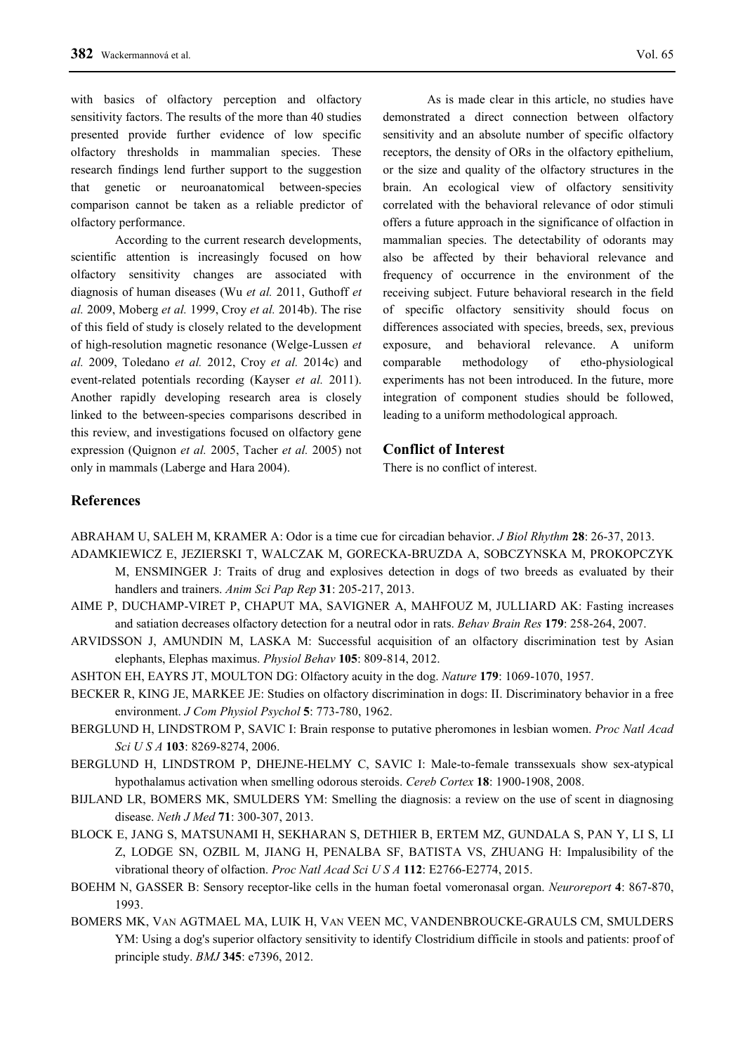with basics of olfactory perception and olfactory sensitivity factors. The results of the more than 40 studies presented provide further evidence of low specific olfactory thresholds in mammalian species. These research findings lend further support to the suggestion that genetic or neuroanatomical between-species comparison cannot be taken as a reliable predictor of olfactory performance.

According to the current research developments, scientific attention is increasingly focused on how olfactory sensitivity changes are associated with diagnosis of human diseases (Wu *et al.* 2011, Guthoff *et al.* 2009, Moberg *et al.* 1999, Croy *et al.* 2014b). The rise of this field of study is closely related to the development of high-resolution magnetic resonance (Welge-Lussen *et al.* 2009, Toledano *et al.* 2012, Croy *et al.* 2014c) and event-related potentials recording (Kayser *et al.* 2011). Another rapidly developing research area is closely linked to the between-species comparisons described in this review, and investigations focused on olfactory gene expression (Quignon *et al.* 2005, Tacher *et al.* 2005) not only in mammals (Laberge and Hara 2004).

As is made clear in this article, no studies have demonstrated a direct connection between olfactory sensitivity and an absolute number of specific olfactory receptors, the density of ORs in the olfactory epithelium, or the size and quality of the olfactory structures in the brain. An ecological view of olfactory sensitivity correlated with the behavioral relevance of odor stimuli offers a future approach in the significance of olfaction in mammalian species. The detectability of odorants may also be affected by their behavioral relevance and frequency of occurrence in the environment of the receiving subject. Future behavioral research in the field of specific olfactory sensitivity should focus on differences associated with species, breeds, sex, previous exposure, and behavioral relevance. A uniform comparable methodology of etho-physiological experiments has not been introduced. In the future, more integration of component studies should be followed, leading to a uniform methodological approach.

## Conflict of Interest

There is no conflict of interest.

## References

ABRAHAM U, SALEH M, KRAMER A: Odor is a time cue for circadian behavior. *J Biol Rhythm* **28**: 26-37, 2013.

ADAMKIEWICZ E, JEZIERSKI T, WALCZAK M, GORECKA-BRUZDA A, SOBCZYNSKA M, PROKOPCZYK M, ENSMINGER J: Traits of drug and explosives detection in dogs of two breeds as evaluated by their handlers and trainers. *Anim Sci Pap Rep* **31**: 205-217, 2013.

AIME P, DUCHAMP-VIRET P, CHAPUT MA, SAVIGNER A, MAHFOUZ M, JULLIARD AK: Fasting increases and satiation decreases olfactory detection for a neutral odor in rats. *Behav Brain Res* **179**: 258-264, 2007.

ARVIDSSON J, AMUNDIN M, LASKA M: Successful acquisition of an olfactory discrimination test by Asian elephants, Elephas maximus. *Physiol Behav* **105**: 809-814, 2012.

ASHTON EH, EAYRS JT, MOULTON DG: Olfactory acuity in the dog. *Nature* **179**: 1069-1070, 1957.

BECKER R, KING JE, MARKEE JE: Studies on olfactory discrimination in dogs: II. Discriminatory behavior in a free environment. *J Com Physiol Psychol* **5**: 773-780, 1962.

BERGLUND H, LINDSTROM P, SAVIC I: Brain response to putative pheromones in lesbian women. *Proc Natl Acad Sci U S A* **103**: 8269-8274, 2006.

BERGLUND H, LINDSTROM P, DHEJNE-HELMY C, SAVIC I: Male-to-female transsexuals show sex-atypical hypothalamus activation when smelling odorous steroids. *Cereb Cortex* **18**: 1900-1908, 2008.

BIJLAND LR, BOMERS MK, SMULDERS YM: Smelling the diagnosis: a review on the use of scent in diagnosing disease. *Neth J Med* **71**: 300-307, 2013.

BLOCK E, JANG S, MATSUNAMI H, SEKHARAN S, DETHIER B, ERTEM MZ, GUNDALA S, PAN Y, LI S, LI Z, LODGE SN, OZBIL M, JIANG H, PENALBA SF, BATISTA VS, ZHUANG H: Impalusibility of the vibrational theory of olfaction. *Proc Natl Acad Sci U S A* **112**: E2766-E2774, 2015.

BOEHM N, GASSER B: Sensory receptor-like cells in the human foetal vomeronasal organ. *Neuroreport* **4**: 867-870, 1993.

BOMERS MK, VAN AGTMAEL MA, LUIK H, VAN VEEN MC, VANDENBROUCKE-GRAULS CM, SMULDERS YM: Using a dog's superior olfactory sensitivity to identify Clostridium difficile in stools and patients: proof of principle study. *BMJ* **345**: e7396, 2012.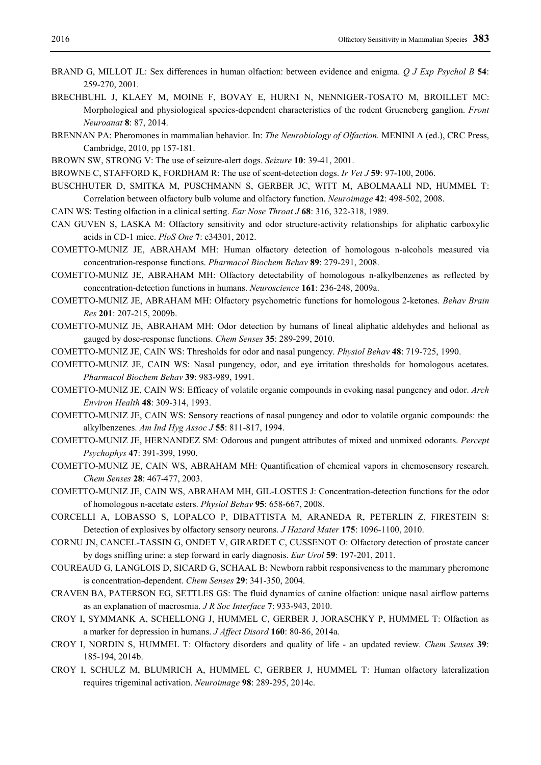BRAND G, MILLOT JL: Sex differences in human olfaction: between evidence and enigma. *Q J Exp Psychol B* **54**: 259-270, 2001.

BRECHBUHL J, KLAEY M, MOINE F, BOVAY E, HURNI N, NENNIGER-TOSATO M, BROILLET MC: Morphological and physiological species-dependent characteristics of the rodent Grueneberg ganglion. *Front Neuroanat* **8**: 87, 2014.

BRENNAN PA: Pheromones in mammalian behavior. In: *The Neurobiology of Olfaction.* MENINI A (ed.), CRC Press, Cambridge, 2010, pp 157-181.

BROWN SW, STRONG V: The use of seizure-alert dogs. *Seizure* **10**: 39-41, 2001.

BROWNE C, STAFFORD K, FORDHAM R: The use of scent-detection dogs. *Ir Vet J* **59**: 97-100, 2006.

BUSCHHUTER D, SMITKA M, PUSCHMANN S, GERBER JC, WITT M, ABOLMAALI ND, HUMMEL T: Correlation between olfactory bulb volume and olfactory function. *Neuroimage* **42**: 498-502, 2008.

CAIN WS: Testing olfaction in a clinical setting. *Ear Nose Throat J* **68**: 316, 322-318, 1989.

CAN GUVEN S, LASKA M: Olfactory sensitivity and odor structure-activity relationships for aliphatic carboxylic acids in CD-1 mice. *PloS One* **7**: e34301, 2012.

COMETTO-MUNIZ JE, ABRAHAM MH: Human olfactory detection of homologous n-alcohols measured via concentration-response functions. *Pharmacol Biochem Behav* **89**: 279-291, 2008.

COMETTO-MUNIZ JE, ABRAHAM MH: Olfactory detectability of homologous n-alkylbenzenes as reflected by concentration-detection functions in humans. *Neuroscience* **161**: 236-248, 2009a.

COMETTO-MUNIZ JE, ABRAHAM MH: Olfactory psychometric functions for homologous 2-ketones. *Behav Brain Res* **201**: 207-215, 2009b.

COMETTO-MUNIZ JE, ABRAHAM MH: Odor detection by humans of lineal aliphatic aldehydes and helional as gauged by dose-response functions. *Chem Senses* **35**: 289-299, 2010.

COMETTO-MUNIZ JE, CAIN WS: Thresholds for odor and nasal pungency. *Physiol Behav* **48**: 719-725, 1990.

COMETTO-MUNIZ JE, CAIN WS: Nasal pungency, odor, and eye irritation thresholds for homologous acetates. *Pharmacol Biochem Behav* **39**: 983-989, 1991.

COMETTO-MUNIZ JE, CAIN WS: Efficacy of volatile organic compounds in evoking nasal pungency and odor. *Arch Environ Health* **48**: 309-314, 1993.

COMETTO-MUNIZ JE, CAIN WS: Sensory reactions of nasal pungency and odor to volatile organic compounds: the alkylbenzenes. *Am Ind Hyg Assoc J* **55**: 811-817, 1994.

COMETTO-MUNIZ JE, HERNANDEZ SM: Odorous and pungent attributes of mixed and unmixed odorants. *Percept Psychophys* **47**: 391-399, 1990.

COMETTO-MUNIZ JE, CAIN WS, ABRAHAM MH: Quantification of chemical vapors in chemosensory research. *Chem Senses* **28**: 467-477, 2003.

COMETTO-MUNIZ JE, CAIN WS, ABRAHAM MH, GIL-LOSTES J: Concentration-detection functions for the odor of homologous n-acetate esters. *Physiol Behav* **95**: 658-667, 2008.

CORCELLI A, LOBASSO S, LOPALCO P, DIBATTISTA M, ARANEDA R, PETERLIN Z, FIRESTEIN S: Detection of explosives by olfactory sensory neurons. *J Hazard Mater* **175**: 1096-1100, 2010.

CORNU JN, CANCEL-TASSIN G, ONDET V, GIRARDET C, CUSSENOT O: Olfactory detection of prostate cancer by dogs sniffing urine: a step forward in early diagnosis. *Eur Urol* **59**: 197-201, 2011.

COUREAUD G, LANGLOIS D, SICARD G, SCHAAL B: Newborn rabbit responsiveness to the mammary pheromone is concentration-dependent. *Chem Senses* **29**: 341-350, 2004.

CRAVEN BA, PATERSON EG, SETTLES GS: The fluid dynamics of canine olfaction: unique nasal airflow patterns as an explanation of macrosmia. *J R Soc Interface* **7**: 933-943, 2010.

CROY I, SYMMANK A, SCHELLONG J, HUMMEL C, GERBER J, JORASCHKY P, HUMMEL T: Olfaction as a marker for depression in humans. *J Affect Disord* **160**: 80-86, 2014a.

CROY I, NORDIN S, HUMMEL T: Olfactory disorders and quality of life - an updated review. *Chem Senses* **39**: 185-194, 2014b.

CROY I, SCHULZ M, BLUMRICH A, HUMMEL C, GERBER J, HUMMEL T: Human olfactory lateralization requires trigeminal activation. *Neuroimage* **98**: 289-295, 2014c.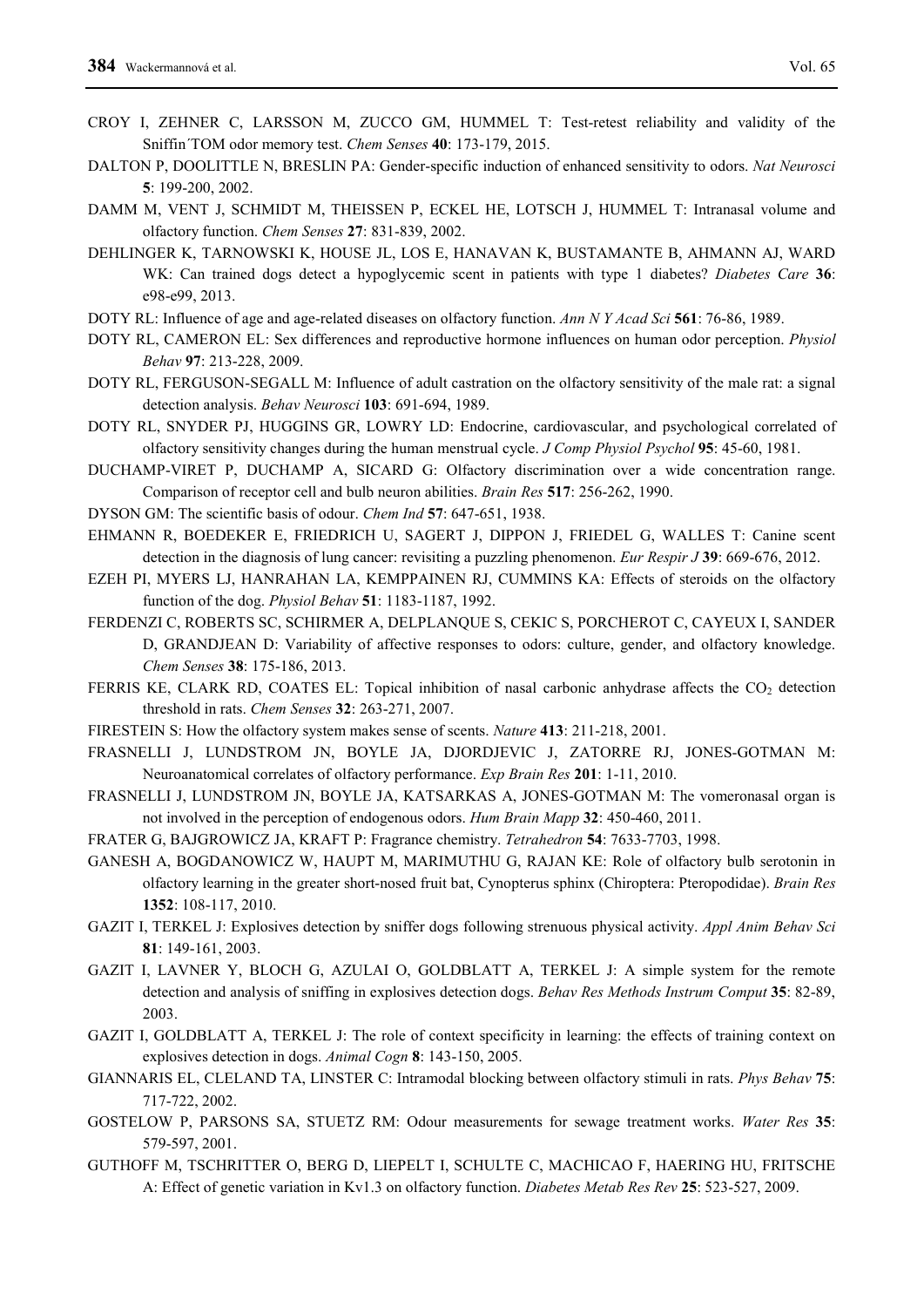CROY I, ZEHNER C, LARSSON M, ZUCCO GM, HUMMEL T: Test-retest reliability and validity of the Sniffin´TOM odor memory test. *Chem Senses* **40**: 173-179, 2015.

DALTON P, DOOLITTLE N, BRESLIN PA: Gender-specific induction of enhanced sensitivity to odors. *Nat Neurosci* **5**: 199-200, 2002.

DAMM M, VENT J, SCHMIDT M, THEISSEN P, ECKEL HE, LOTSCH J, HUMMEL T: Intranasal volume and olfactory function. *Chem Senses* **27**: 831-839, 2002.

DEHLINGER K, TARNOWSKI K, HOUSE JL, LOS E, HANAVAN K, BUSTAMANTE B, AHMANN AJ, WARD WK: Can trained dogs detect a hypoglycemic scent in patients with type 1 diabetes? *Diabetes Care* **36**: e98-e99, 2013.

DOTY RL: Influence of age and age-related diseases on olfactory function. *Ann N Y Acad Sci* **561**: 76-86, 1989.

DOTY RL, CAMERON EL: Sex differences and reproductive hormone influences on human odor perception. *Physiol Behav* **97**: 213-228, 2009.

DOTY RL, FERGUSON-SEGALL M: Influence of adult castration on the olfactory sensitivity of the male rat: a signal detection analysis. *Behav Neurosci* **103**: 691-694, 1989.

DOTY RL, SNYDER PJ, HUGGINS GR, LOWRY LD: Endocrine, cardiovascular, and psychological correlated of olfactory sensitivity changes during the human menstrual cycle. *J Comp Physiol Psychol* **95**: 45-60, 1981.

DUCHAMP-VIRET P, DUCHAMP A, SICARD G: Olfactory discrimination over a wide concentration range. Comparison of receptor cell and bulb neuron abilities. *Brain Res* **517**: 256-262, 1990.

DYSON GM: The scientific basis of odour. *Chem Ind* **57**: 647-651, 1938.

EHMANN R, BOEDEKER E, FRIEDRICH U, SAGERT J, DIPPON J, FRIEDEL G, WALLES T: Canine scent detection in the diagnosis of lung cancer: revisiting a puzzling phenomenon. *Eur Respir J* **39**: 669-676, 2012.

EZEH PI, MYERS LJ, HANRAHAN LA, KEMPPAINEN RJ, CUMMINS KA: Effects of steroids on the olfactory function of the dog. *Physiol Behav* **51**: 1183-1187, 1992.

FERDENZI C, ROBERTS SC, SCHIRMER A, DELPLANQUE S, CEKIC S, PORCHEROT C, CAYEUX I, SANDER D, GRANDJEAN D: Variability of affective responses to odors: culture, gender, and olfactory knowledge. *Chem Senses* **38**: 175-186, 2013.

FERRIS KE, CLARK RD, COATES EL: Topical inhibition of nasal carbonic anhydrase affects the $CO_2$ detection threshold in rats. *Chem Senses* **32**: 263-271, 2007.

FIRESTEIN S: How the olfactory system makes sense of scents. *Nature* **413**: 211-218, 2001.

FRASNELLI J, LUNDSTROM JN, BOYLE JA, DJORDJEVIC J, ZATORRE RJ, JONES-GOTMAN M: Neuroanatomical correlates of olfactory performance. *Exp Brain Res* **201**: 1-11, 2010.

FRASNELLI J, LUNDSTROM JN, BOYLE JA, KATSARKAS A, JONES-GOTMAN M: The vomeronasal organ is not involved in the perception of endogenous odors. *Hum Brain Mapp* **32**: 450-460, 2011.

FRATER G, BAJGROWICZ JA, KRAFT P: Fragrance chemistry. *Tetrahedron* **54**: 7633-7703, 1998.

GANESH A, BOGDANOWICZ W, HAUPT M, MARIMUTHU G, RAJAN KE: Role of olfactory bulb serotonin in olfactory learning in the greater short-nosed fruit bat, Cynopterus sphinx (Chiroptera: Pteropodidae). *Brain Res* **1352**: 108-117, 2010.

GAZIT I, TERKEL J: Explosives detection by sniffer dogs following strenuous physical activity. *Appl Anim Behav Sci* **81**: 149-161, 2003.

GAZIT I, LAVNER Y, BLOCH G, AZULAI O, GOLDBLATT A, TERKEL J: A simple system for the remote detection and analysis of sniffing in explosives detection dogs. *Behav Res Methods Instrum Comput* **35**: 82-89, 2003.

GAZIT I, GOLDBLATT A, TERKEL J: The role of context specificity in learning: the effects of training context on explosives detection in dogs. *Animal Cogn* **8**: 143-150, 2005.

GIANNARIS EL, CLELAND TA, LINSTER C: Intramodal blocking between olfactory stimuli in rats. *Phys Behav* **75**: 717-722, 2002.

GOSTELOW P, PARSONS SA, STUETZ RM: Odour measurements for sewage treatment works. *Water Res* **35**: 579-597, 2001.

GUTHOFF M, TSCHRITTER O, BERG D, LIEPELT I, SCHULTE C, MACHICAO F, HAERING HU, FRITSCHE A: Effect of genetic variation in Kv1.3 on olfactory function. *Diabetes Metab Res Rev* **25**: 523-527, 2009.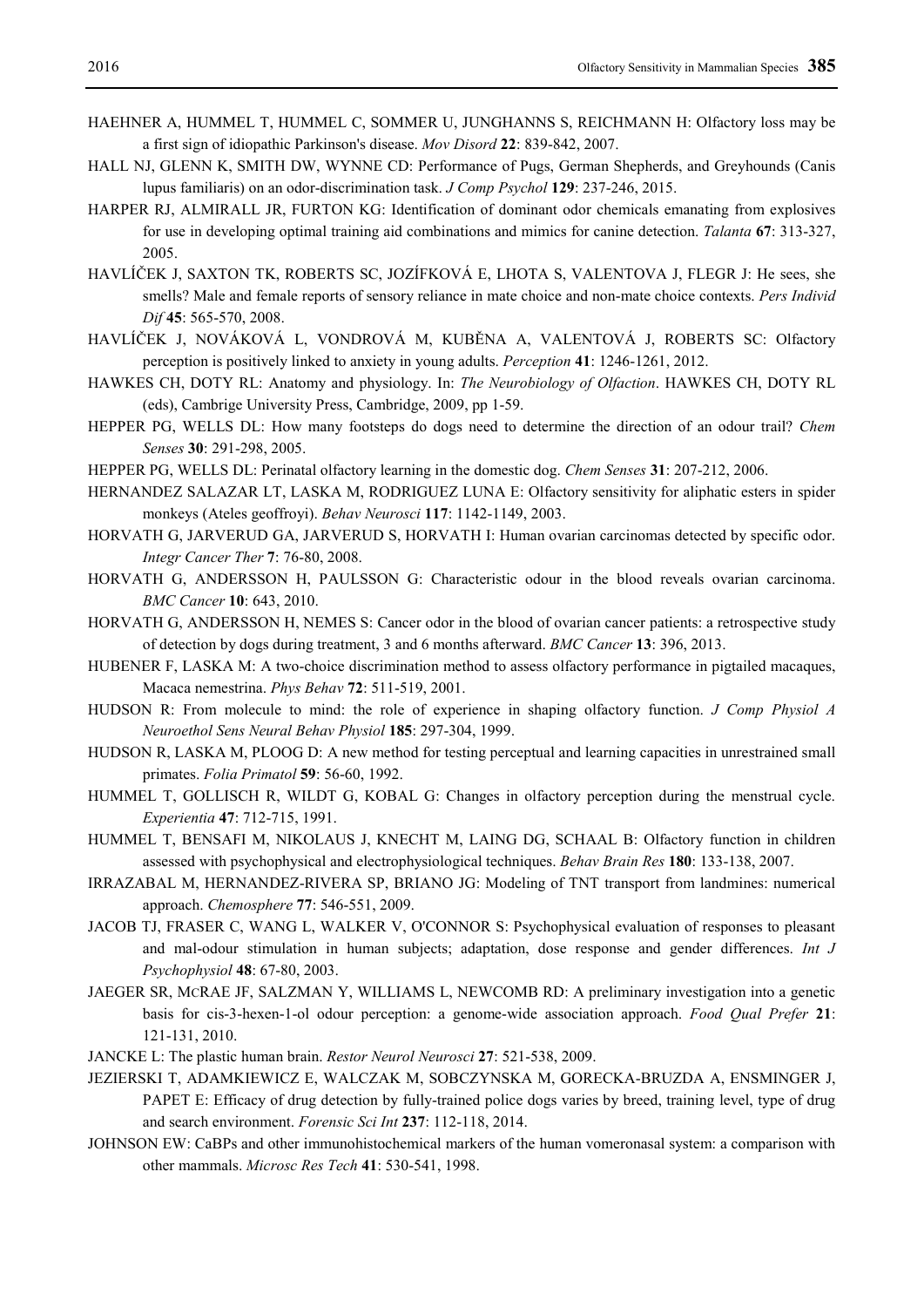HAEHNER A, HUMMEL T, HUMMEL C, SOMMER U, JUNGHANNS S, REICHMANN H: Olfactory loss may be a first sign of idiopathic Parkinson's disease. *Mov Disord* **22**: 839-842, 2007.

HALL NJ, GLENN K, SMITH DW, WYNNE CD: Performance of Pugs, German Shepherds, and Greyhounds (Canis lupus familiaris) on an odor-discrimination task. *J Comp Psychol* **129**: 237-246, 2015.

HARPER RJ, ALMIRALL JR, FURTON KG: Identification of dominant odor chemicals emanating from explosives for use in developing optimal training aid combinations and mimics for canine detection. *Talanta* **67**: 313-327, 2005.

HAVLÍČEK J, SAXTON TK, ROBERTS SC, JOZÍFKOVÁ E, LHOTA S, VALENTOVA J, FLEGR J: He sees, she smells? Male and female reports of sensory reliance in mate choice and non-mate choice contexts. *Pers Individ Dif* **45**: 565-570, 2008.

HAVLÍČEK J, NOVÁKOVÁ L, VONDROVÁ M, KUBĚNA A, VALENTOVÁ J, ROBERTS SC: Olfactory perception is positively linked to anxiety in young adults. *Perception* **41**: 1246-1261, 2012.

HAWKES CH, DOTY RL: Anatomy and physiology. In: *The Neurobiology of Olfaction*. HAWKES CH, DOTY RL (eds), Cambrige University Press, Cambridge, 2009, pp 1-59.

HEPPER PG, WELLS DL: How many footsteps do dogs need to determine the direction of an odour trail? *Chem Senses* **30**: 291-298, 2005.

HEPPER PG, WELLS DL: Perinatal olfactory learning in the domestic dog. *Chem Senses* **31**: 207-212, 2006.

HERNANDEZ SALAZAR LT, LASKA M, RODRIGUEZ LUNA E: Olfactory sensitivity for aliphatic esters in spider monkeys (Ateles geoffroyi). *Behav Neurosci* **117**: 1142-1149, 2003.

HORVATH G, JARVERUD GA, JARVERUD S, HORVATH I: Human ovarian carcinomas detected by specific odor. *Integr Cancer Ther* **7**: 76-80, 2008.

HORVATH G, ANDERSSON H, PAULSSON G: Characteristic odour in the blood reveals ovarian carcinoma. *BMC Cancer* **10**: 643, 2010.

HORVATH G, ANDERSSON H, NEMES S: Cancer odor in the blood of ovarian cancer patients: a retrospective study of detection by dogs during treatment, 3 and 6 months afterward. *BMC Cancer* **13**: 396, 2013.

HUBENER F, LASKA M: A two-choice discrimination method to assess olfactory performance in pigtailed macaques, Macaca nemestrina. *Phys Behav* **72**: 511-519, 2001.

HUDSON R: From molecule to mind: the role of experience in shaping olfactory function. *J Comp Physiol A Neuroethol Sens Neural Behav Physiol* **185**: 297-304, 1999.

HUDSON R, LASKA M, PLOOG D: A new method for testing perceptual and learning capacities in unrestrained small primates. *Folia Primatol* **59**: 56-60, 1992.

HUMMEL T, GOLLISCH R, WILDT G, KOBAL G: Changes in olfactory perception during the menstrual cycle. *Experientia* **47**: 712-715, 1991.

HUMMEL T, BENSAFI M, NIKOLAUS J, KNECHT M, LAING DG, SCHAAL B: Olfactory function in children assessed with psychophysical and electrophysiological techniques. *Behav Brain Res* **180**: 133-138, 2007.

IRRAZABAL M, HERNANDEZ-RIVERA SP, BRIANO JG: Modeling of TNT transport from landmines: numerical approach. *Chemosphere* **77**: 546-551, 2009.

JACOB TJ, FRASER C, WANG L, WALKER V, O'CONNOR S: Psychophysical evaluation of responses to pleasant and mal-odour stimulation in human subjects; adaptation, dose response and gender differences. *Int J Psychophysiol* **48**: 67-80, 2003.

JAEGER SR, MCRAE JF, SALZMAN Y, WILLIAMS L, NEWCOMB RD: A preliminary investigation into a genetic basis for cis-3-hexen-1-ol odour perception: a genome-wide association approach. *Food Qual Prefer* **21**: 121-131, 2010.

JANCKE L: The plastic human brain. *Restor Neurol Neurosci* **27**: 521-538, 2009.

JEZIERSKI T, ADAMKIEWICZ E, WALCZAK M, SOBCZYNSKA M, GORECKA-BRUZDA A, ENSMINGER J, PAPET E: Efficacy of drug detection by fully-trained police dogs varies by breed, training level, type of drug and search environment. *Forensic Sci Int* **237**: 112-118, 2014.

JOHNSON EW: CaBPs and other immunohistochemical markers of the human vomeronasal system: a comparison with other mammals. *Microsc Res Tech* **41**: 530-541, 1998.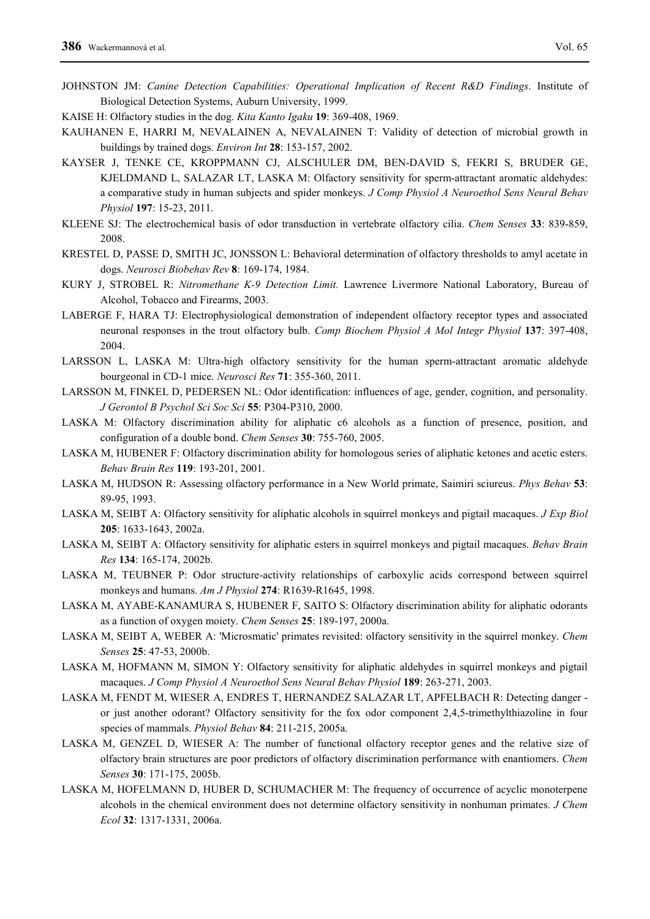JOHNSTON JM: *Canine Detection Capabilities: Operational Implication of Recent R&D Findings*. Institute of Biological Detection Systems, Auburn University, 1999.

KAISE H: Olfactory studies in the dog. *Kita Kanto Igaku* **19**: 369-408, 1969.

KAUHANEN E, HARRI M, NEVALAINEN A, NEVALAINEN T: Validity of detection of microbial growth in buildings by trained dogs. *Environ Int* **28**: 153-157, 2002.

KAYSER J, TENKE CE, KROPPMANN CJ, ALSCHULER DM, BEN-DAVID S, FEKRI S, BRUDER GE, KJELDMAND L, SALAZAR LT, LASKA M: Olfactory sensitivity for sperm-attractant aromatic aldehydes: a comparative study in human subjects and spider monkeys. *J Comp Physiol A Neuroethol Sens Neural Behav Physiol* **197**: 15-23, 2011.

KLEENE SJ: The electrochemical basis of odor transduction in vertebrate olfactory cilia. *Chem Senses* **33**: 839-859, 2008.

KRESTEL D, PASSE D, SMITH JC, JONSSON L: Behavioral determination of olfactory thresholds to amyl acetate in dogs. *Neurosci Biobehav Rev* **8**: 169-174, 1984.

KURY J, STROBEL R: *Nitromethane K-9 Detection Limit.* Lawrence Livermore National Laboratory, Bureau of Alcohol, Tobacco and Firearms, 2003.

LABERGE F, HARA TJ: Electrophysiological demonstration of independent olfactory receptor types and associated neuronal responses in the trout olfactory bulb. *Comp Biochem Physiol A Mol Integr Physiol* **137**: 397-408, 2004.

LARSSON L, LASKA M: Ultra-high olfactory sensitivity for the human sperm-attractant aromatic aldehyde bourgeonal in CD-1 mice. *Neurosci Res* **71**: 355-360, 2011.

LARSSON M, FINKEL D, PEDERSEN NL: Odor identification: influences of age, gender, cognition, and personality. *J Gerontol B Psychol Sci Soc Sci* **55**: P304-P310, 2000.

LASKA M: Olfactory discrimination ability for aliphatic c6 alcohols as a function of presence, position, and configuration of a double bond. *Chem Senses* **30**: 755-760, 2005.

LASKA M, HUBENER F: Olfactory discrimination ability for homologous series of aliphatic ketones and acetic esters. *Behav Brain Res* **119**: 193-201, 2001.

LASKA M, HUDSON R: Assessing olfactory performance in a New World primate, Saimiri sciureus. *Phys Behav* **53**: 89-95, 1993.

LASKA M, SEIBT A: Olfactory sensitivity for aliphatic alcohols in squirrel monkeys and pigtail macaques. *J Exp Biol* **205**: 1633-1643, 2002a.

LASKA M, SEIBT A: Olfactory sensitivity for aliphatic esters in squirrel monkeys and pigtail macaques. *Behav Brain Res* **134**: 165-174, 2002b.

LASKA M, TEUBNER P: Odor structure-activity relationships of carboxylic acids correspond between squirrel monkeys and humans. *Am J Physiol* **274**: R1639-R1645, 1998.

LASKA M, AYABE-KANAMURA S, HUBENER F, SAITO S: Olfactory discrimination ability for aliphatic odorants as a function of oxygen moiety. *Chem Senses* **25**: 189-197, 2000a.

LASKA M, SEIBT A, WEBER A: 'Microsmatic' primates revisited: olfactory sensitivity in the squirrel monkey. *Chem Senses* **25**: 47-53, 2000b.

LASKA M, HOFMANN M, SIMON Y: Olfactory sensitivity for aliphatic aldehydes in squirrel monkeys and pigtail macaques. *J Comp Physiol A Neuroethol Sens Neural Behav Physiol* **189**: 263-271, 2003.

LASKA M, FENDT M, WIESER A, ENDRES T, HERNANDEZ SALAZAR LT, APFELBACH R: Detecting danger - or just another odorant? Olfactory sensitivity for the fox odor component 2,4,5-trimethylthiazoline in four species of mammals. *Physiol Behav* **84**: 211-215, 2005a.

LASKA M, GENZEL D, WIESER A: The number of functional olfactory receptor genes and the relative size of olfactory brain structures are poor predictors of olfactory discrimination performance with enantiomers. *Chem Senses* **30**: 171-175, 2005b.

LASKA M, HOFELMANN D, HUBER D, SCHUMACHER M: The frequency of occurrence of acyclic monoterpene alcohols in the chemical environment does not determine olfactory sensitivity in nonhuman primates. *J Chem Ecol* **32**: 1317-1331, 2006a.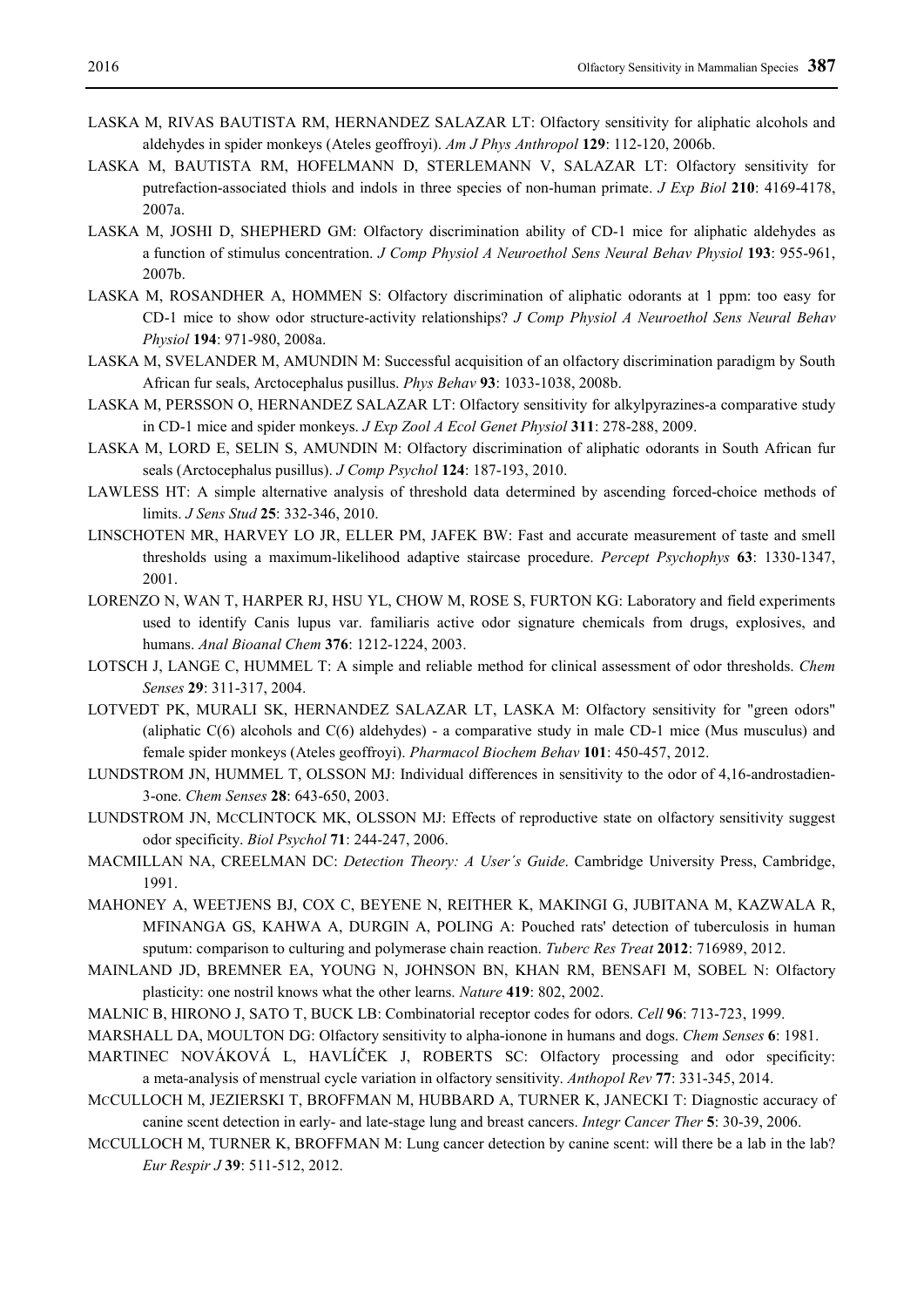LASKA M, RIVAS BAUTISTA RM, HERNANDEZ SALAZAR LT: Olfactory sensitivity for aliphatic alcohols and aldehydes in spider monkeys (Ateles geoffroyi). *Am J Phys Anthropol* **129**: 112-120, 2006b.

LASKA M, BAUTISTA RM, HOFELMANN D, STERLEMANN V, SALAZAR LT: Olfactory sensitivity for putrefaction-associated thiols and indols in three species of non-human primate. *J Exp Biol* **210**: 4169-4178, 2007a.

LASKA M, JOSHI D, SHEPHERD GM: Olfactory discrimination ability of CD-1 mice for aliphatic aldehydes as a function of stimulus concentration. *J Comp Physiol A Neuroethol Sens Neural Behav Physiol* **193**: 955-961, 2007b.

LASKA M, ROSANDHER A, HOMMEN S: Olfactory discrimination of aliphatic odorants at 1 ppm: too easy for CD-1 mice to show odor structure-activity relationships? *J Comp Physiol A Neuroethol Sens Neural Behav Physiol* **194**: 971-980, 2008a.

LASKA M, SVELANDER M, AMUNDIN M: Successful acquisition of an olfactory discrimination paradigm by South African fur seals, Arctocephalus pusillus. *Phys Behav* **93**: 1033-1038, 2008b.

LASKA M, PERSSON O, HERNANDEZ SALAZAR LT: Olfactory sensitivity for alkylpyrazines-a comparative study in CD-1 mice and spider monkeys. *J Exp Zool A Ecol Genet Physiol* **311**: 278-288, 2009.

LASKA M, LORD E, SELIN S, AMUNDIN M: Olfactory discrimination of aliphatic odorants in South African fur seals (Arctocephalus pusillus). *J Comp Psychol* **124**: 187-193, 2010.

LAWLESS HT: A simple alternative analysis of threshold data determined by ascending forced-choice methods of limits. *J Sens Stud* **25**: 332-346, 2010.

LINSCHOTEN MR, HARVEY LO JR, ELLER PM, JAFEK BW: Fast and accurate measurement of taste and smell thresholds using a maximum-likelihood adaptive staircase procedure. *Percept Psychophys* **63**: 1330-1347, 2001.

LORENZO N, WAN T, HARPER RJ, HSU YL, CHOW M, ROSE S, FURTON KG: Laboratory and field experiments used to identify Canis lupus var. familiaris active odor signature chemicals from drugs, explosives, and humans. *Anal Bioanal Chem* **376**: 1212-1224, 2003.

LOTSCH J, LANGE C, HUMMEL T: A simple and reliable method for clinical assessment of odor thresholds. *Chem Senses* **29**: 311-317, 2004.

LOTVEDT PK, MURALI SK, HERNANDEZ SALAZAR LT, LASKA M: Olfactory sensitivity for "green odors" (aliphatic C(6) alcohols and C(6) aldehydes) - a comparative study in male CD-1 mice (Mus musculus) and female spider monkeys (Ateles geoffroyi). *Pharmacol Biochem Behav* **101**: 450-457, 2012.

LUNDSTROM JN, HUMMEL T, OLSSON MJ: Individual differences in sensitivity to the odor of 4,16-androstadien-3-one. *Chem Senses* **28**: 643-650, 2003.

LUNDSTROM JN, MCCLINTOCK MK, OLSSON MJ: Effects of reproductive state on olfactory sensitivity suggest odor specificity. *Biol Psychol* **71**: 244-247, 2006.

MACMILLAN NA, CREELMAN DC: *Detection Theory: A User´s Guide*. Cambridge University Press, Cambridge, 1991.

MAHONEY A, WEETJENS BJ, COX C, BEYENE N, REITHER K, MAKINGI G, JUBITANA M, KAZWALA R, MFINANGA GS, KAHWA A, DURGIN A, POLING A: Pouched rats' detection of tuberculosis in human sputum: comparison to culturing and polymerase chain reaction. *Tuberc Res Treat* **2012**: 716989, 2012.

MAINLAND JD, BREMNER EA, YOUNG N, JOHNSON BN, KHAN RM, BENSAFI M, SOBEL N: Olfactory plasticity: one nostril knows what the other learns. *Nature* **419**: 802, 2002.

MALNIC B, HIRONO J, SATO T, BUCK LB: Combinatorial receptor codes for odors. *Cell* **96**: 713-723, 1999.

MARSHALL DA, MOULTON DG: Olfactory sensitivity to alpha-ionone in humans and dogs. *Chem Senses* **6**: 1981.

MARTINEC NOVÁKOVÁ L, HAVLÍČEK J, ROBERTS SC: Olfactory processing and odor specificity: a meta-analysis of menstrual cycle variation in olfactory sensitivity. *Anthopol Rev* **77**: 331-345, 2014.

MCCULLOCH M, JEZIERSKI T, BROFFMAN M, HUBBARD A, TURNER K, JANECKI T: Diagnostic accuracy of canine scent detection in early- and late-stage lung and breast cancers. *Integr Cancer Ther* **5**: 30-39, 2006.

MCCULLOCH M, TURNER K, BROFFMAN M: Lung cancer detection by canine scent: will there be a lab in the lab? *Eur Respir J* **39**: 511-512, 2012.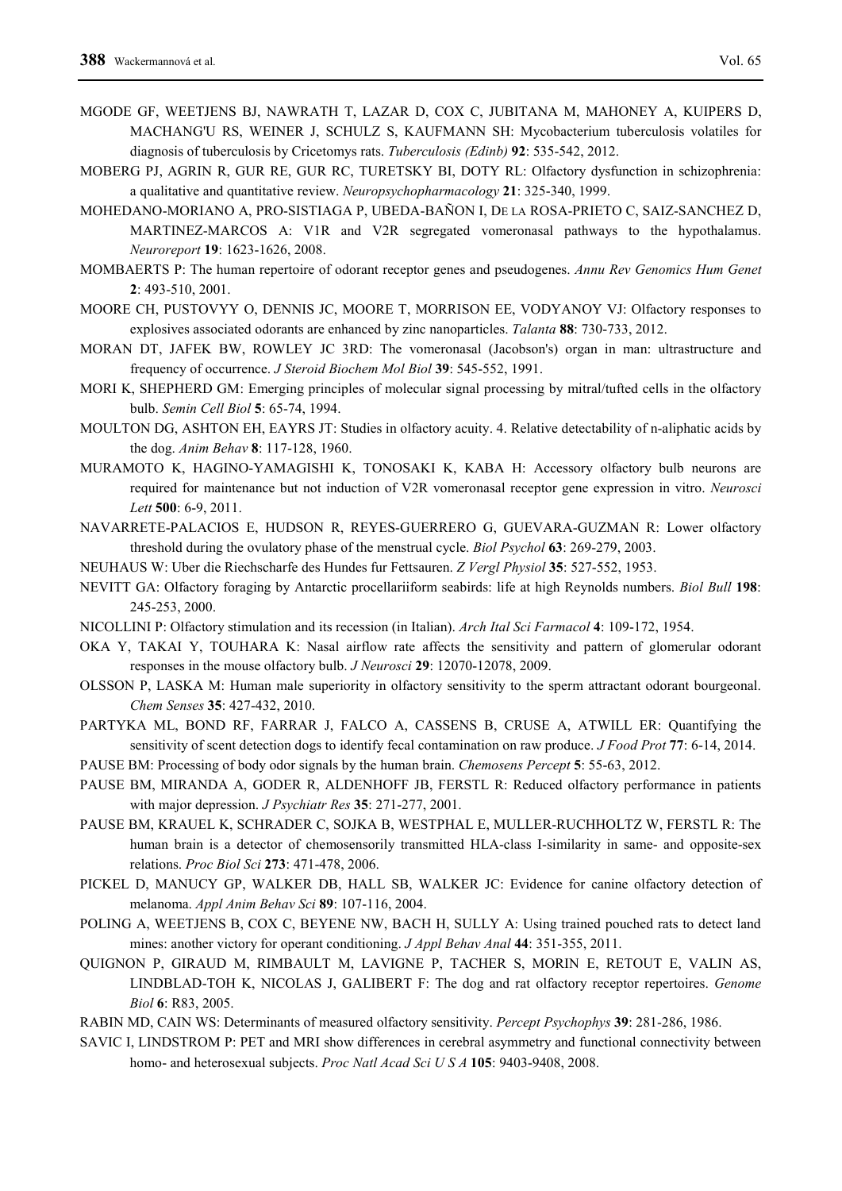MGODE GF, WEETJENS BJ, NAWRATH T, LAZAR D, COX C, JUBITANA M, MAHONEY A, KUIPERS D, MACHANG'U RS, WEINER J, SCHULZ S, KAUFMANN SH: Mycobacterium tuberculosis volatiles for diagnosis of tuberculosis by Cricetomys rats. *Tuberculosis (Edinb)* **92**: 535-542, 2012.

MOBERG PJ, AGRIN R, GUR RE, GUR RC, TURETSKY BI, DOTY RL: Olfactory dysfunction in schizophrenia: a qualitative and quantitative review. *Neuropsychopharmacology* **21**: 325-340, 1999.

MOHEDANO-MORIANO A, PRO-SISTIAGA P, UBEDA-BAÑON I, DE LA ROSA-PRIETO C, SAIZ-SANCHEZ D, MARTINEZ-MARCOS A: V1R and V2R segregated vomeronasal pathways to the hypothalamus. *Neuroreport* **19**: 1623-1626, 2008.

MOMBAERTS P: The human repertoire of odorant receptor genes and pseudogenes. *Annu Rev Genomics Hum Genet* **2**: 493-510, 2001.

MOORE CH, PUSTOVYY O, DENNIS JC, MOORE T, MORRISON EE, VODYANOY VJ: Olfactory responses to explosives associated odorants are enhanced by zinc nanoparticles. *Talanta* **88**: 730-733, 2012.

MORAN DT, JAFEK BW, ROWLEY JC 3RD: The vomeronasal (Jacobson's) organ in man: ultrastructure and frequency of occurrence. *J Steroid Biochem Mol Biol* **39**: 545-552, 1991.

MORI K, SHEPHERD GM: Emerging principles of molecular signal processing by mitral/tufted cells in the olfactory bulb. *Semin Cell Biol* **5**: 65-74, 1994.

MOULTON DG, ASHTON EH, EAYRS JT: Studies in olfactory acuity. 4. Relative detectability of n-aliphatic acids by the dog. *Anim Behav* **8**: 117-128, 1960.

MURAMOTO K, HAGINO-YAMAGISHI K, TONOSAKI K, KABA H: Accessory olfactory bulb neurons are required for maintenance but not induction of V2R vomeronasal receptor gene expression in vitro. *Neurosci Lett* **500**: 6-9, 2011.

NAVARRETE-PALACIOS E, HUDSON R, REYES-GUERRERO G, GUEVARA-GUZMAN R: Lower olfactory threshold during the ovulatory phase of the menstrual cycle. *Biol Psychol* **63**: 269-279, 2003.

NEUHAUS W: Uber die Riechscharfe des Hundes fur Fettsauren. *Z Vergl Physiol* **35**: 527-552, 1953.

NEVITT GA: Olfactory foraging by Antarctic procellariiform seabirds: life at high Reynolds numbers. *Biol Bull* **198**: 245-253, 2000.

NICOLLINI P: Olfactory stimulation and its recession (in Italian). *Arch Ital Sci Farmacol* **4**: 109-172, 1954.

OKA Y, TAKAI Y, TOUHARA K: Nasal airflow rate affects the sensitivity and pattern of glomerular odorant responses in the mouse olfactory bulb. *J Neurosci* **29**: 12070-12078, 2009.

OLSSON P, LASKA M: Human male superiority in olfactory sensitivity to the sperm attractant odorant bourgeonal. *Chem Senses* **35**: 427-432, 2010.

PARTYKA ML, BOND RF, FARRAR J, FALCO A, CASSENS B, CRUSE A, ATWILL ER: Quantifying the sensitivity of scent detection dogs to identify fecal contamination on raw produce. *J Food Prot* **77**: 6-14, 2014.

PAUSE BM: Processing of body odor signals by the human brain. *Chemosens Percept* **5**: 55-63, 2012.

PAUSE BM, MIRANDA A, GODER R, ALDENHOFF JB, FERSTL R: Reduced olfactory performance in patients with major depression. *J Psychiatr Res* **35**: 271-277, 2001.

PAUSE BM, KRAUEL K, SCHRADER C, SOJKA B, WESTPHAL E, MULLER-RUCHHOLTZ W, FERSTL R: The human brain is a detector of chemosensorily transmitted HLA-class I-similarity in same- and opposite-sex relations. *Proc Biol Sci* **273**: 471-478, 2006.

PICKEL D, MANUCY GP, WALKER DB, HALL SB, WALKER JC: Evidence for canine olfactory detection of melanoma. *Appl Anim Behav Sci* **89**: 107-116, 2004.

POLING A, WEETJENS B, COX C, BEYENE NW, BACH H, SULLY A: Using trained pouched rats to detect land mines: another victory for operant conditioning. *J Appl Behav Anal* **44**: 351-355, 2011.

QUIGNON P, GIRAUD M, RIMBAULT M, LAVIGNE P, TACHER S, MORIN E, RETOUT E, VALIN AS, LINDBLAD-TOH K, NICOLAS J, GALIBERT F: The dog and rat olfactory receptor repertoires. *Genome Biol* **6**: R83, 2005.

RABIN MD, CAIN WS: Determinants of measured olfactory sensitivity. *Percept Psychophys* **39**: 281-286, 1986.

SAVIC I, LINDSTROM P: PET and MRI show differences in cerebral asymmetry and functional connectivity between homo- and heterosexual subjects. *Proc Natl Acad Sci U S A* **105**: 9403-9408, 2008.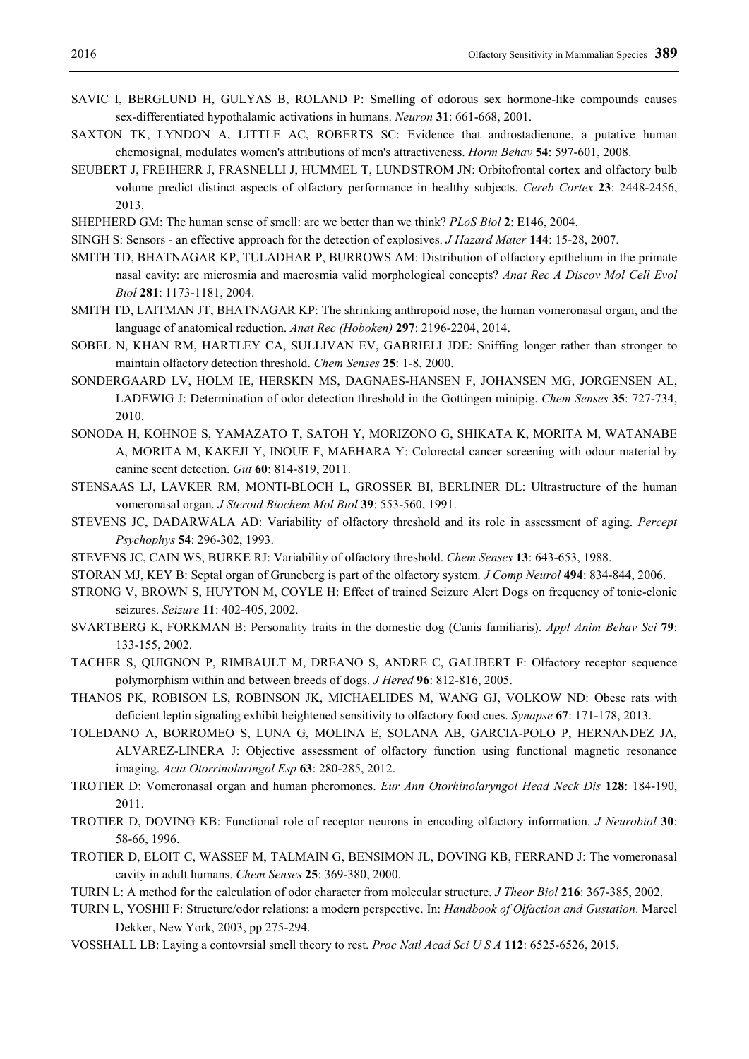SAVIC I, BERGLUND H, GULYAS B, ROLAND P: Smelling of odorous sex hormone-like compounds causes sex-differentiated hypothalamic activations in humans. *Neuron* **31**: 661-668, 2001.

SAXTON TK, LYNDON A, LITTLE AC, ROBERTS SC: Evidence that androstadienone, a putative human chemosignal, modulates women's attributions of men's attractiveness. *Horm Behav* **54**: 597-601, 2008.

SEUBERT J, FREIHERR J, FRASNELLI J, HUMMEL T, LUNDSTROM JN: Orbitofrontal cortex and olfactory bulb volume predict distinct aspects of olfactory performance in healthy subjects. *Cereb Cortex* **23**: 2448-2456, 2013.

SHEPHERD GM: The human sense of smell: are we better than we think? *PLoS Biol* **2**: E146, 2004.

SINGH S: Sensors - an effective approach for the detection of explosives. *J Hazard Mater* **144**: 15-28, 2007.

SMITH TD, BHATNAGAR KP, TULADHAR P, BURROWS AM: Distribution of olfactory epithelium in the primate nasal cavity: are microsmia and macrosmia valid morphological concepts? *Anat Rec A Discov Mol Cell Evol Biol* **281**: 1173-1181, 2004.

SMITH TD, LAITMAN JT, BHATNAGAR KP: The shrinking anthropoid nose, the human vomeronasal organ, and the language of anatomical reduction. *Anat Rec (Hoboken)* **297**: 2196-2204, 2014.

SOBEL N, KHAN RM, HARTLEY CA, SULLIVAN EV, GABRIELI JDE: Sniffing longer rather than stronger to maintain olfactory detection threshold. *Chem Senses* **25**: 1-8, 2000.

SONDERGAARD LV, HOLM IE, HERSKIN MS, DAGNAES-HANSEN F, JOHANSEN MG, JORGENSEN AL, LADEWIG J: Determination of odor detection threshold in the Gottingen minipig. *Chem Senses* **35**: 727-734, 2010.

SONODA H, KOHNOE S, YAMAZATO T, SATOH Y, MORIZONO G, SHIKATA K, MORITA M, WATANABE A, MORITA M, KAKEJI Y, INOUE F, MAEHARA Y: Colorectal cancer screening with odour material by canine scent detection. *Gut* **60**: 814-819, 2011.

STENSAAS LJ, LAVKER RM, MONTI-BLOCH L, GROSSER BI, BERLINER DL: Ultrastructure of the human vomeronasal organ. *J Steroid Biochem Mol Biol* **39**: 553-560, 1991.

STEVENS JC, DADARWALA AD: Variability of olfactory threshold and its role in assessment of aging. *Percept Psychophys* **54**: 296-302, 1993.

STEVENS JC, CAIN WS, BURKE RJ: Variability of olfactory threshold. *Chem Senses* **13**: 643-653, 1988.

STORAN MJ, KEY B: Septal organ of Gruneberg is part of the olfactory system. *J Comp Neurol* **494**: 834-844, 2006.

STRONG V, BROWN S, HUYTON M, COYLE H: Effect of trained Seizure Alert Dogs on frequency of tonic-clonic seizures. *Seizure* **11**: 402-405, 2002.

SVARTBERG K, FORKMAN B: Personality traits in the domestic dog (Canis familiaris). *Appl Anim Behav Sci* **79**: 133-155, 2002.

TACHER S, QUIGNON P, RIMBAULT M, DREANO S, ANDRE C, GALIBERT F: Olfactory receptor sequence polymorphism within and between breeds of dogs. *J Hered* **96**: 812-816, 2005.

THANOS PK, ROBISON LS, ROBINSON JK, MICHAELIDES M, WANG GJ, VOLKOW ND: Obese rats with deficient leptin signaling exhibit heightened sensitivity to olfactory food cues. *Synapse* **67**: 171-178, 2013.

TOLEDANO A, BORROMEO S, LUNA G, MOLINA E, SOLANA AB, GARCIA-POLO P, HERNANDEZ JA, ALVAREZ-LINERA J: Objective assessment of olfactory function using functional magnetic resonance imaging. *Acta Otorrinolaringol Esp* **63**: 280-285, 2012.

TROTIER D: Vomeronasal organ and human pheromones. *Eur Ann Otorhinolaryngol Head Neck Dis* **128**: 184-190, 2011.

TROTIER D, DOVING KB: Functional role of receptor neurons in encoding olfactory information. *J Neurobiol* **30**: 58-66, 1996.

TROTIER D, ELOIT C, WASSEF M, TALMAIN G, BENSIMON JL, DOVING KB, FERRAND J: The vomeronasal cavity in adult humans. *Chem Senses* **25**: 369-380, 2000.

TURIN L: A method for the calculation of odor character from molecular structure. *J Theor Biol* **216**: 367-385, 2002.

TURIN L, YOSHII F: Structure/odor relations: a modern perspective. In: *Handbook of Olfaction and Gustation*. Marcel Dekker, New York, 2003, pp 275-294.

VOSSHALL LB: Laying a contovrsial smell theory to rest. *Proc Natl Acad Sci U S A* **112**: 6525-6526, 2015.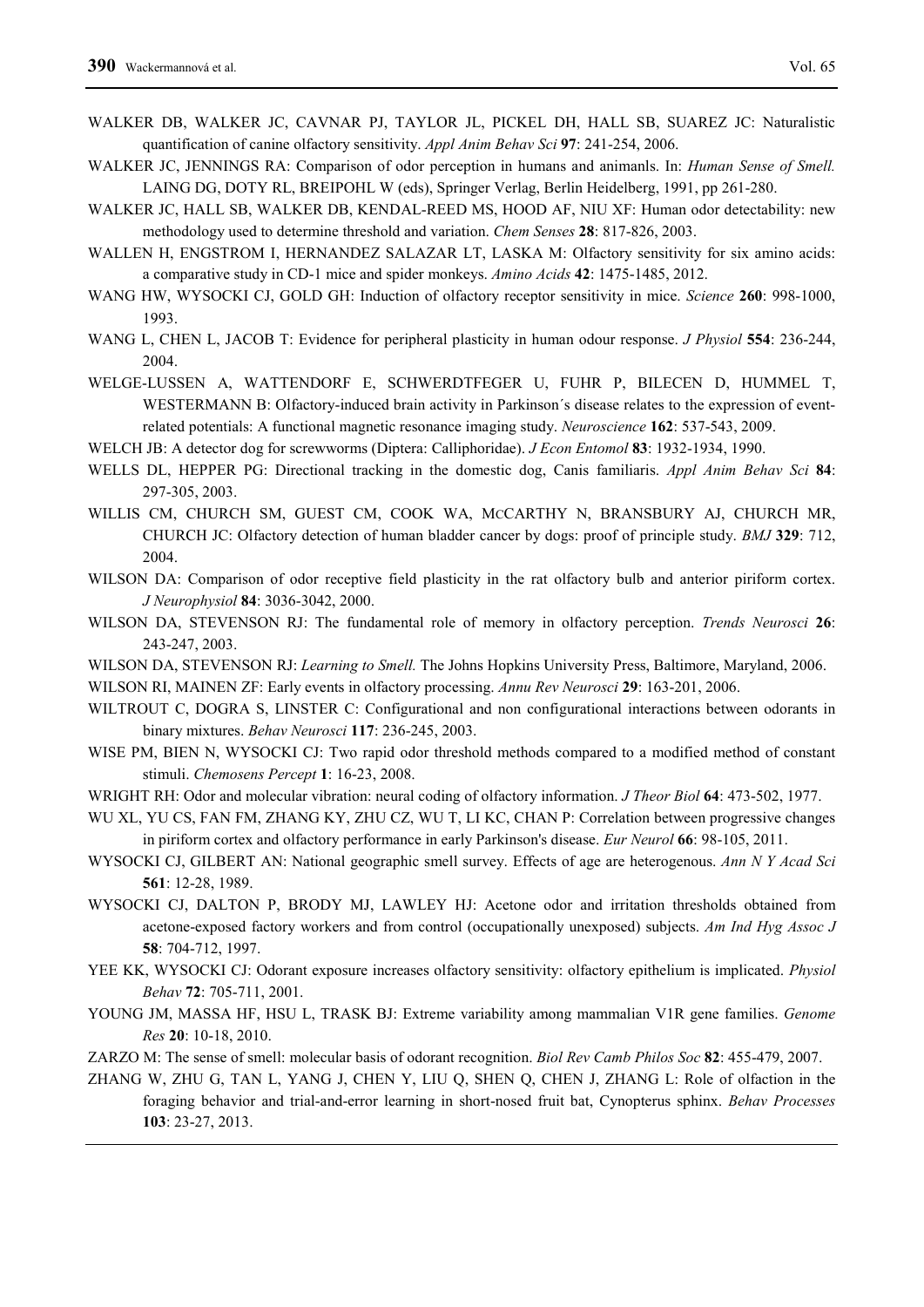WALKER DB, WALKER JC, CAVNAR PJ, TAYLOR JL, PICKEL DH, HALL SB, SUAREZ JC: Naturalistic quantification of canine olfactory sensitivity. *Appl Anim Behav Sci* **97**: 241-254, 2006.

WALKER JC, JENNINGS RA: Comparison of odor perception in humans and animanls. In: *Human Sense of Smell.* LAING DG, DOTY RL, BREIPOHL W (eds), Springer Verlag, Berlin Heidelberg, 1991, pp 261-280.

WALKER JC, HALL SB, WALKER DB, KENDAL-REED MS, HOOD AF, NIU XF: Human odor detectability: new methodology used to determine threshold and variation. *Chem Senses* **28**: 817-826, 2003.

WALLEN H, ENGSTROM I, HERNANDEZ SALAZAR LT, LASKA M: Olfactory sensitivity for six amino acids: a comparative study in CD-1 mice and spider monkeys. *Amino Acids* **42**: 1475-1485, 2012.

WANG HW, WYSOCKI CJ, GOLD GH: Induction of olfactory receptor sensitivity in mice. *Science* **260**: 998-1000, 1993.

WANG L, CHEN L, JACOB T: Evidence for peripheral plasticity in human odour response. *J Physiol* **554**: 236-244, 2004.

WELGE-LUSSEN A, WATTENDORF E, SCHWERDTFEGER U, FUHR P, BILECEN D, HUMMEL T, WESTERMANN B: Olfactory-induced brain activity in Parkinson´s disease relates to the expression of event-related potentials: A functional magnetic resonance imaging study. *Neuroscience* **162**: 537-543, 2009.

WELCH JB: A detector dog for screwworms (Diptera: Calliphoridae). *J Econ Entomol* **83**: 1932-1934, 1990.

WELLS DL, HEPPER PG: Directional tracking in the domestic dog, Canis familiaris. *Appl Anim Behav Sci* **84**: 297-305, 2003.

WILLIS CM, CHURCH SM, GUEST CM, COOK WA, MCCARTHY N, BRANSBURY AJ, CHURCH MR, CHURCH JC: Olfactory detection of human bladder cancer by dogs: proof of principle study. *BMJ* **329**: 712, 2004.

WILSON DA: Comparison of odor receptive field plasticity in the rat olfactory bulb and anterior piriform cortex. *J Neurophysiol* **84**: 3036-3042, 2000.

WILSON DA, STEVENSON RJ: The fundamental role of memory in olfactory perception. *Trends Neurosci* **26**: 243-247, 2003.

WILSON DA, STEVENSON RJ: *Learning to Smell.* The Johns Hopkins University Press, Baltimore, Maryland, 2006.

WILSON RI, MAINEN ZF: Early events in olfactory processing. *Annu Rev Neurosci* **29**: 163-201, 2006.

WILTROUT C, DOGRA S, LINSTER C: Configurational and non configurational interactions between odorants in binary mixtures. *Behav Neurosci* **117**: 236-245, 2003.

WISE PM, BIEN N, WYSOCKI CJ: Two rapid odor threshold methods compared to a modified method of constant stimuli. *Chemosens Percept* **1**: 16-23, 2008.

WRIGHT RH: Odor and molecular vibration: neural coding of olfactory information. *J Theor Biol* **64**: 473-502, 1977.

WU XL, YU CS, FAN FM, ZHANG KY, ZHU CZ, WU T, LI KC, CHAN P: Correlation between progressive changes in piriform cortex and olfactory performance in early Parkinson's disease. *Eur Neurol* **66**: 98-105, 2011.

WYSOCKI CJ, GILBERT AN: National geographic smell survey. Effects of age are heterogenous. *Ann N Y Acad Sci* **561**: 12-28, 1989.

WYSOCKI CJ, DALTON P, BRODY MJ, LAWLEY HJ: Acetone odor and irritation thresholds obtained from acetone-exposed factory workers and from control (occupationally unexposed) subjects. *Am Ind Hyg Assoc J* **58**: 704-712, 1997.

YEE KK, WYSOCKI CJ: Odorant exposure increases olfactory sensitivity: olfactory epithelium is implicated. *Physiol Behav* **72**: 705-711, 2001.

YOUNG JM, MASSA HF, HSU L, TRASK BJ: Extreme variability among mammalian V1R gene families. *Genome Res* **20**: 10-18, 2010.

ZARZO M: The sense of smell: molecular basis of odorant recognition. *Biol Rev Camb Philos Soc* **82**: 455-479, 2007.

ZHANG W, ZHU G, TAN L, YANG J, CHEN Y, LIU Q, SHEN Q, CHEN J, ZHANG L: Role of olfaction in the foraging behavior and trial-and-error learning in short-nosed fruit bat, Cynopterus sphinx. *Behav Processes* **103**: 23-27, 2013.